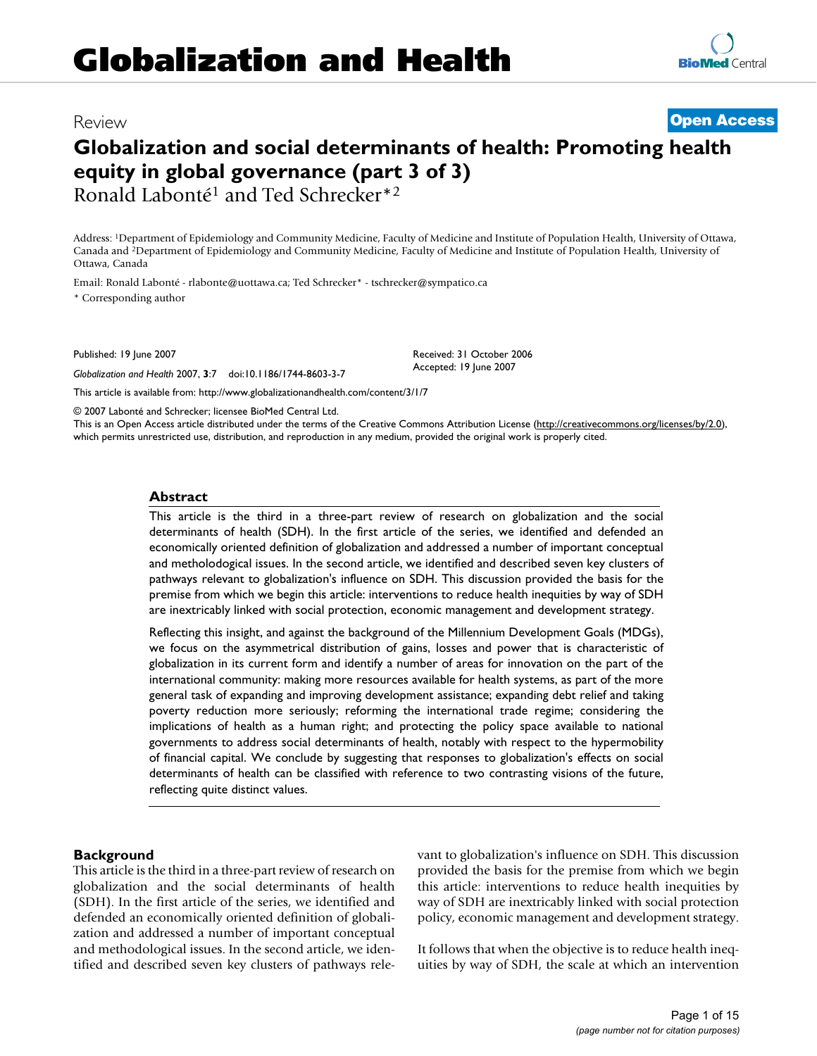Review

**Open Access**

# Globalization and social determinants of health: Promoting health equity in global governance (part 3 of 3)

Ronald Labonté[1] and Ted Schrecker*[2]

Address: [1]Department of Epidemiology and Community Medicine, Faculty of Medicine and Institute of Population Health, University of Ottawa, Canada and [2]Department of Epidemiology and Community Medicine, Faculty of Medicine and Institute of Population Health, University of Ottawa, Canada

Email: Ronald Labonté - rlabonte@uottawa.ca; Ted Schrecker* - tschrecker@sympatico.ca

* Corresponding author

Published: 19 June 2007

*Globalization and Health* 2007, **3**:7 doi:10.1186/1744-8603-3-7

Received: 31 October 2006
Accepted: 19 June 2007

This article is available from: http://www.globalizationandhealth.com/content/3/1/7

© 2007 Labonté and Schrecker; licensee BioMed Central Ltd.
This is an Open Access article distributed under the terms of the Creative Commons Attribution License (http://creativecommons.org/licenses/by/2.0), which permits unrestricted use, distribution, and reproduction in any medium, provided the original work is properly cited.

## Abstract

This article is the third in a three-part review of research on globalization and the social determinants of health (SDH). In the first article of the series, we identified and defended an economically oriented definition of globalization and addressed a number of important conceptual and methodological issues. In the second article, we identified and described seven key clusters of pathways relevant to globalization's influence on SDH. This discussion provided the basis for the premise from which we begin this article: interventions to reduce health inequities by way of SDH are inextricably linked with social protection, economic management and development strategy.

Reflecting this insight, and against the background of the Millennium Development Goals (MDGs), we focus on the asymmetrical distribution of gains, losses and power that is characteristic of globalization in its current form and identify a number of areas for innovation on the part of the international community: making more resources available for health systems, as part of the more general task of expanding and improving development assistance; expanding debt relief and taking poverty reduction more seriously; reforming the international trade regime; considering the implications of health as a human right; and protecting the policy space available to national governments to address social determinants of health, notably with respect to the hypermobility of financial capital. We conclude by suggesting that responses to globalization's effects on social determinants of health can be classified with reference to two contrasting visions of the future, reflecting quite distinct values.

## Background

This article is the third in a three-part review of research on globalization and the social determinants of health (SDH). In the first article of the series, we identified and defended an economically oriented definition of globalization and addressed a number of important conceptual and methodological issues. In the second article, we identified and described seven key clusters of pathways relevant to globalization's influence on SDH. This discussion provided the basis for the premise from which we begin this article: interventions to reduce health inequities by way of SDH are inextricably linked with social protection policy, economic management and development strategy.

It follows that when the objective is to reduce health inequities by way of SDH, the scale at which an intervention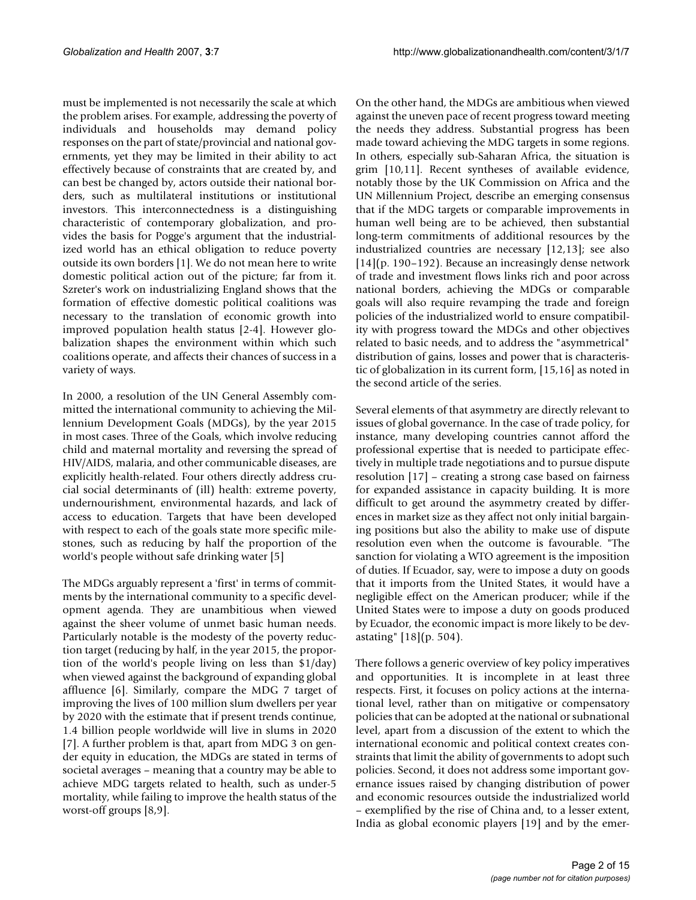must be implemented is not necessarily the scale at which the problem arises. For example, addressing the poverty of individuals and households may demand policy responses on the part of state/provincial and national governments, yet they may be limited in their ability to act effectively because of constraints that are created by, and can best be changed by, actors outside their national borders, such as multilateral institutions or institutional investors. This interconnectedness is a distinguishing characteristic of contemporary globalization, and provides the basis for Pogge's argument that the industrialized world has an ethical obligation to reduce poverty outside its own borders [1]. We do not mean here to write domestic political action out of the picture; far from it. Szreter's work on industrializing England shows that the formation of effective domestic political coalitions was necessary to the translation of economic growth into improved population health status [2-4]. However globalization shapes the environment within which such coalitions operate, and affects their chances of success in a variety of ways.

In 2000, a resolution of the UN General Assembly committed the international community to achieving the Millennium Development Goals (MDGs), by the year 2015 in most cases. Three of the Goals, which involve reducing child and maternal mortality and reversing the spread of HIV/AIDS, malaria, and other communicable diseases, are explicitly health-related. Four others directly address crucial social determinants of (ill) health: extreme poverty, undernourishment, environmental hazards, and lack of access to education. Targets that have been developed with respect to each of the goals state more specific milestones, such as reducing by half the proportion of the world's people without safe drinking water [5]

The MDGs arguably represent a 'first' in terms of commitments by the international community to a specific development agenda. They are unambitious when viewed against the sheer volume of unmet basic human needs. Particularly notable is the modesty of the poverty reduction target (reducing by half, in the year 2015, the proportion of the world's people living on less than $1/day) when viewed against the background of expanding global affluence [6]. Similarly, compare the MDG 7 target of improving the lives of 100 million slum dwellers per year by 2020 with the estimate that if present trends continue, 1.4 billion people worldwide will live in slums in 2020 [7]. A further problem is that, apart from MDG 3 on gender equity in education, the MDGs are stated in terms of societal averages – meaning that a country may be able to achieve MDG targets related to health, such as under-5 mortality, while failing to improve the health status of the worst-off groups [8,9].

On the other hand, the MDGs are ambitious when viewed against the uneven pace of recent progress toward meeting the needs they address. Substantial progress has been made toward achieving the MDG targets in some regions. In others, especially sub-Saharan Africa, the situation is grim [10,11]. Recent syntheses of available evidence, notably those by the UK Commission on Africa and the UN Millennium Project, describe an emerging consensus that if the MDG targets or comparable improvements in human well being are to be achieved, then substantial long-term commitments of additional resources by the industrialized countries are necessary [12,13]; see also [14](p. 190–192). Because an increasingly dense network of trade and investment flows links rich and poor across national borders, achieving the MDGs or comparable goals will also require revamping the trade and foreign policies of the industrialized world to ensure compatibility with progress toward the MDGs and other objectives related to basic needs, and to address the "asymmetrical" distribution of gains, losses and power that is characteristic of globalization in its current form, [15,16] as noted in the second article of the series.

Several elements of that asymmetry are directly relevant to issues of global governance. In the case of trade policy, for instance, many developing countries cannot afford the professional expertise that is needed to participate effectively in multiple trade negotiations and to pursue dispute resolution [17] – creating a strong case based on fairness for expanded assistance in capacity building. It is more difficult to get around the asymmetry created by differences in market size as they affect not only initial bargaining positions but also the ability to make use of dispute resolution even when the outcome is favourable. "The sanction for violating a WTO agreement is the imposition of duties. If Ecuador, say, were to impose a duty on goods that it imports from the United States, it would have a negligible effect on the American producer; while if the United States were to impose a duty on goods produced by Ecuador, the economic impact is more likely to be devastating" [18](p. 504).

There follows a generic overview of key policy imperatives and opportunities. It is incomplete in at least three respects. First, it focuses on policy actions at the international level, rather than on mitigative or compensatory policies that can be adopted at the national or subnational level, apart from a discussion of the extent to which the international economic and political context creates constraints that limit the ability of governments to adopt such policies. Second, it does not address some important governance issues raised by changing distribution of power and economic resources outside the industrialized world – exemplified by the rise of China and, to a lesser extent, India as global economic players [19] and by the emer-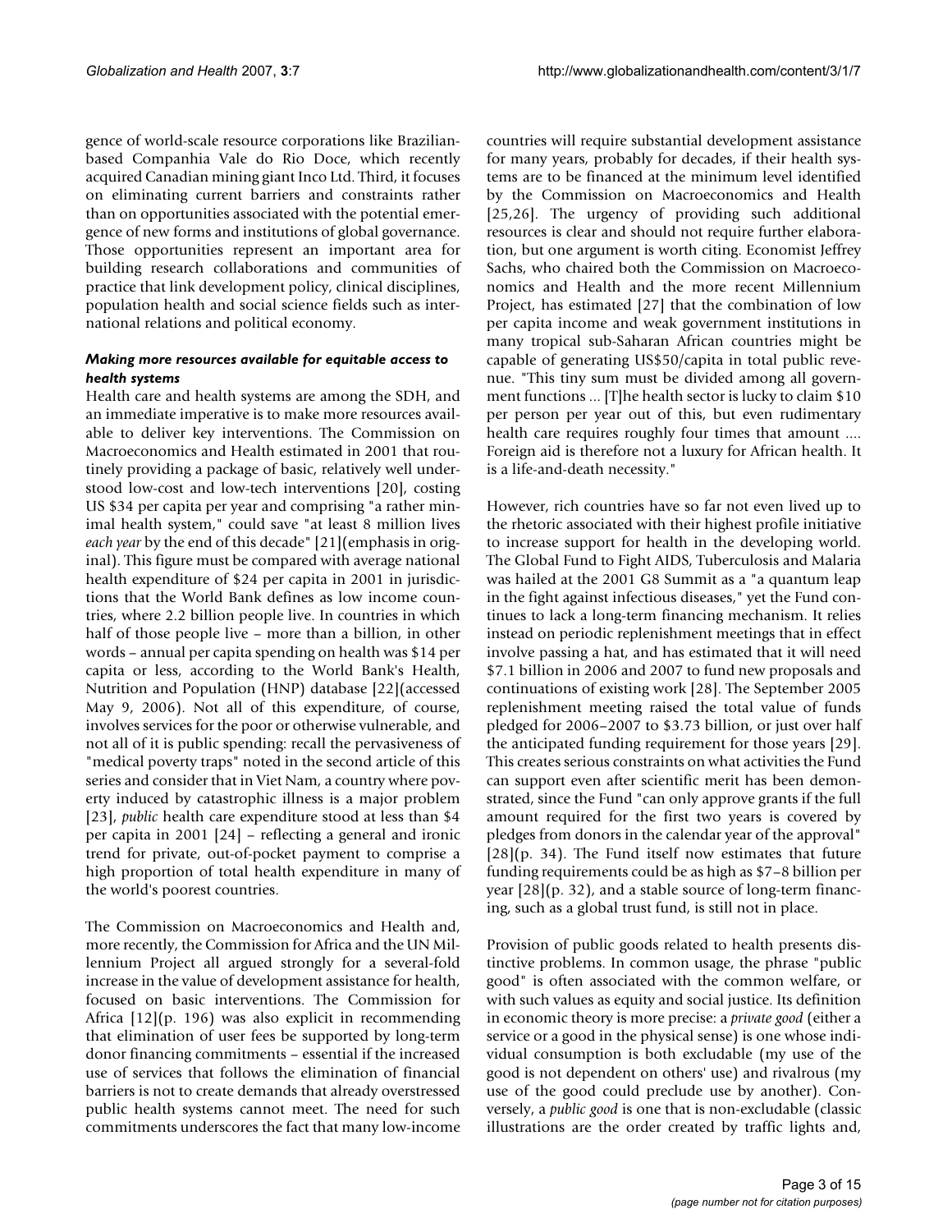gence of world-scale resource corporations like Brazilian-based Companhia Vale do Rio Doce, which recently acquired Canadian mining giant Inco Ltd. Third, it focuses on eliminating current barriers and constraints rather than on opportunities associated with the potential emergence of new forms and institutions of global governance. Those opportunities represent an important area for building research collaborations and communities of practice that link development policy, clinical disciplines, population health and social science fields such as international relations and political economy.

### *Making more resources available for equitable access to health systems*

Health care and health systems are among the SDH, and an immediate imperative is to make more resources available to deliver key interventions. The Commission on Macroeconomics and Health estimated in 2001 that routinely providing a package of basic, relatively well understood low-cost and low-tech interventions [20], costing US $34 per capita per year and comprising "a rather minimal health system," could save "at least 8 million lives *each year* by the end of this decade" [21](emphasis in original). This figure must be compared with average national health expenditure of $24 per capita in 2001 in jurisdictions that the World Bank defines as low income countries, where 2.2 billion people live. In countries in which half of those people live – more than a billion, in other words – annual per capita spending on health was $14 per capita or less, according to the World Bank's Health, Nutrition and Population (HNP) database [22](accessed May 9, 2006). Not all of this expenditure, of course, involves services for the poor or otherwise vulnerable, and not all of it is public spending: recall the pervasiveness of "medical poverty traps" noted in the second article of this series and consider that in Viet Nam, a country where poverty induced by catastrophic illness is a major problem [23], *public* health care expenditure stood at less than $4 per capita in 2001 [24] – reflecting a general and ironic trend for private, out-of-pocket payment to comprise a high proportion of total health expenditure in many of the world's poorest countries.

The Commission on Macroeconomics and Health and, more recently, the Commission for Africa and the UN Millennium Project all argued strongly for a several-fold increase in the value of development assistance for health, focused on basic interventions. The Commission for Africa [12](p. 196) was also explicit in recommending that elimination of user fees be supported by long-term donor financing commitments – essential if the increased use of services that follows the elimination of financial barriers is not to create demands that already overstressed public health systems cannot meet. The need for such commitments underscores the fact that many low-income countries will require substantial development assistance for many years, probably for decades, if their health systems are to be financed at the minimum level identified by the Commission on Macroeconomics and Health [25,26]. The urgency of providing such additional resources is clear and should not require further elaboration, but one argument is worth citing. Economist Jeffrey Sachs, who chaired both the Commission on Macroeconomics and Health and the more recent Millennium Project, has estimated [27] that the combination of low per capita income and weak government institutions in many tropical sub-Saharan African countries might be capable of generating US$50/capita in total public revenue. "This tiny sum must be divided among all government functions ... [T]he health sector is lucky to claim $10 per person per year out of this, but even rudimentary health care requires roughly four times that amount .... Foreign aid is therefore not a luxury for African health. It is a life-and-death necessity."

However, rich countries have so far not even lived up to the rhetoric associated with their highest profile initiative to increase support for health in the developing world. The Global Fund to Fight AIDS, Tuberculosis and Malaria was hailed at the 2001 G8 Summit as a "a quantum leap in the fight against infectious diseases," yet the Fund continues to lack a long-term financing mechanism. It relies instead on periodic replenishment meetings that in effect involve passing a hat, and has estimated that it will need $7.1 billion in 2006 and 2007 to fund new proposals and continuations of existing work [28]. The September 2005 replenishment meeting raised the total value of funds pledged for 2006–2007 to $3.73 billion, or just over half the anticipated funding requirement for those years [29]. This creates serious constraints on what activities the Fund can support even after scientific merit has been demonstrated, since the Fund "can only approve grants if the full amount required for the first two years is covered by pledges from donors in the calendar year of the approval" [28](p. 34). The Fund itself now estimates that future funding requirements could be as high as $7–8 billion per year [28](p. 32), and a stable source of long-term financing, such as a global trust fund, is still not in place.

Provision of public goods related to health presents distinctive problems. In common usage, the phrase "public good" is often associated with the common welfare, or with such values as equity and social justice. Its definition in economic theory is more precise: a *private good* (either a service or a good in the physical sense) is one whose individual consumption is both excludable (my use of the good is not dependent on others' use) and rivalrous (my use of the good could preclude use by another). Conversely, a *public good* is one that is non-excludable (classic illustrations are the order created by traffic lights and,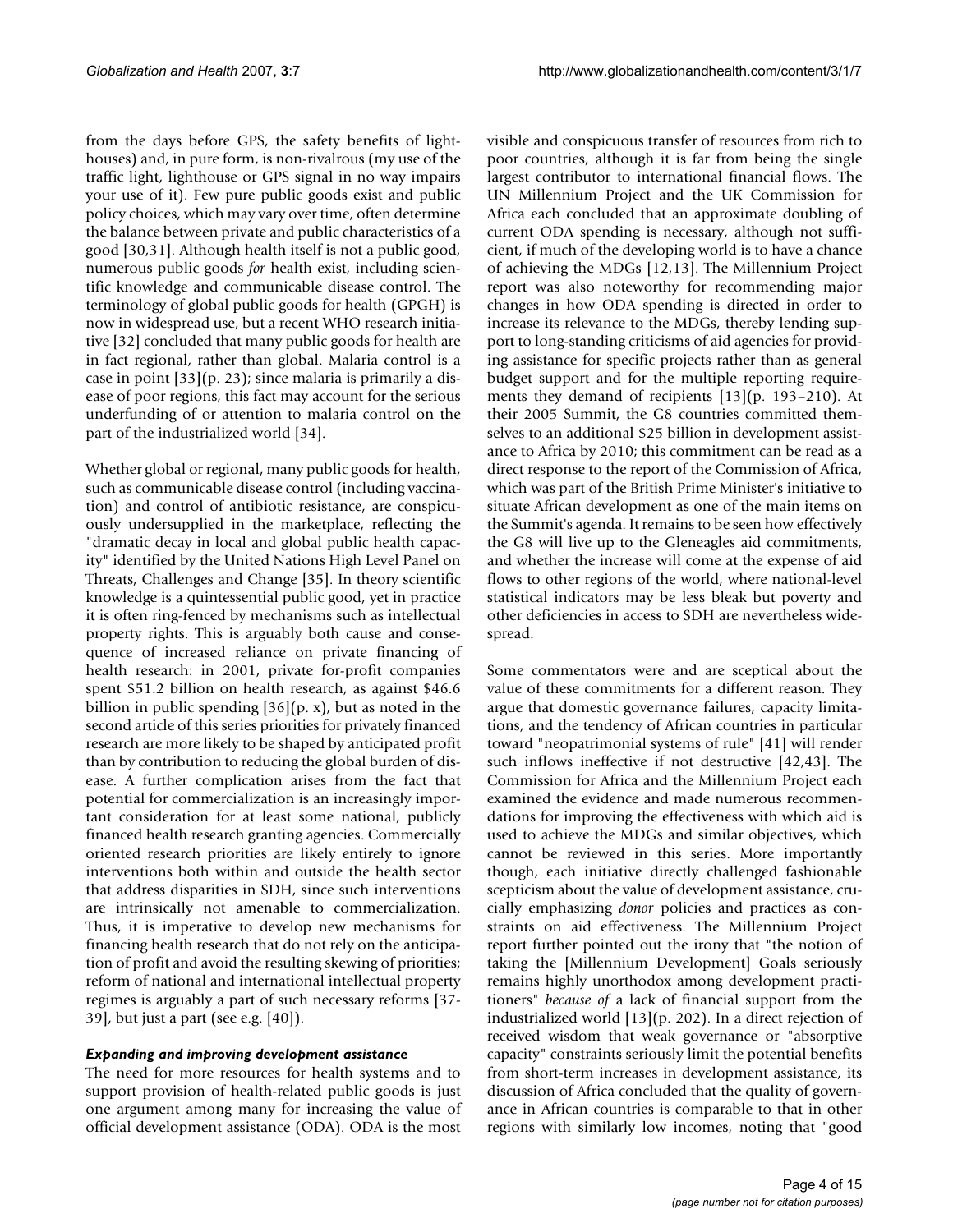from the days before GPS, the safety benefits of lighthouses) and, in pure form, is non-rivalrous (my use of the traffic light, lighthouse or GPS signal in no way impairs your use of it). Few pure public goods exist and public policy choices, which may vary over time, often determine the balance between private and public characteristics of a good [30,31]. Although health itself is not a public good, numerous public goods *for* health exist, including scientific knowledge and communicable disease control. The terminology of global public goods for health (GPGH) is now in widespread use, but a recent WHO research initiative [32] concluded that many public goods for health are in fact regional, rather than global. Malaria control is a case in point [33](p. 23); since malaria is primarily a disease of poor regions, this fact may account for the serious underfunding of or attention to malaria control on the part of the industrialized world [34].

Whether global or regional, many public goods for health, such as communicable disease control (including vaccination) and control of antibiotic resistance, are conspicuously undersupplied in the marketplace, reflecting the "dramatic decay in local and global public health capacity" identified by the United Nations High Level Panel on Threats, Challenges and Change [35]. In theory scientific knowledge is a quintessential public good, yet in practice it is often ring-fenced by mechanisms such as intellectual property rights. This is arguably both cause and consequence of increased reliance on private financing of health research: in 2001, private for-profit companies spent \$51.2 billion on health research, as against \$46.6 billion in public spending [36](p. x), but as noted in the second article of this series priorities for privately financed research are more likely to be shaped by anticipated profit than by contribution to reducing the global burden of disease. A further complication arises from the fact that potential for commercialization is an increasingly important consideration for at least some national, publicly financed health research granting agencies. Commercially oriented research priorities are likely entirely to ignore interventions both within and outside the health sector that address disparities in SDH, since such interventions are intrinsically not amenable to commercialization. Thus, it is imperative to develop new mechanisms for financing health research that do not rely on the anticipation of profit and avoid the resulting skewing of priorities; reform of national and international intellectual property regimes is arguably a part of such necessary reforms [37-39], but just a part (see e.g. [40]).

### *Expanding and improving development assistance*

The need for more resources for health systems and to support provision of health-related public goods is just one argument among many for increasing the value of official development assistance (ODA). ODA is the most visible and conspicuous transfer of resources from rich to poor countries, although it is far from being the single largest contributor to international financial flows. The UN Millennium Project and the UK Commission for Africa each concluded that an approximate doubling of current ODA spending is necessary, although not sufficient, if much of the developing world is to have a chance of achieving the MDGs [12,13]. The Millennium Project report was also noteworthy for recommending major changes in how ODA spending is directed in order to increase its relevance to the MDGs, thereby lending support to long-standing criticisms of aid agencies for providing assistance for specific projects rather than as general budget support and for the multiple reporting requirements they demand of recipients [13](p. 193–210). At their 2005 Summit, the G8 countries committed themselves to an additional \$25 billion in development assistance to Africa by 2010; this commitment can be read as a direct response to the report of the Commission of Africa, which was part of the British Prime Minister's initiative to situate African development as one of the main items on the Summit's agenda. It remains to be seen how effectively the G8 will live up to the Gleneagles aid commitments, and whether the increase will come at the expense of aid flows to other regions of the world, where national-level statistical indicators may be less bleak but poverty and other deficiencies in access to SDH are nevertheless widespread.

Some commentators were and are sceptical about the value of these commitments for a different reason. They argue that domestic governance failures, capacity limitations, and the tendency of African countries in particular toward "neopatrimonial systems of rule" [41] will render such inflows ineffective if not destructive [42,43]. The Commission for Africa and the Millennium Project each examined the evidence and made numerous recommendations for improving the effectiveness with which aid is used to achieve the MDGs and similar objectives, which cannot be reviewed in this series. More importantly though, each initiative directly challenged fashionable scepticism about the value of development assistance, crucially emphasizing *donor* policies and practices as constraints on aid effectiveness. The Millennium Project report further pointed out the irony that "the notion of taking the [Millennium Development] Goals seriously remains highly unorthodox among development practitioners" *because of* a lack of financial support from the industrialized world [13](p. 202). In a direct rejection of received wisdom that weak governance or "absorptive capacity" constraints seriously limit the potential benefits from short-term increases in development assistance, its discussion of Africa concluded that the quality of governance in African countries is comparable to that in other regions with similarly low incomes, noting that "good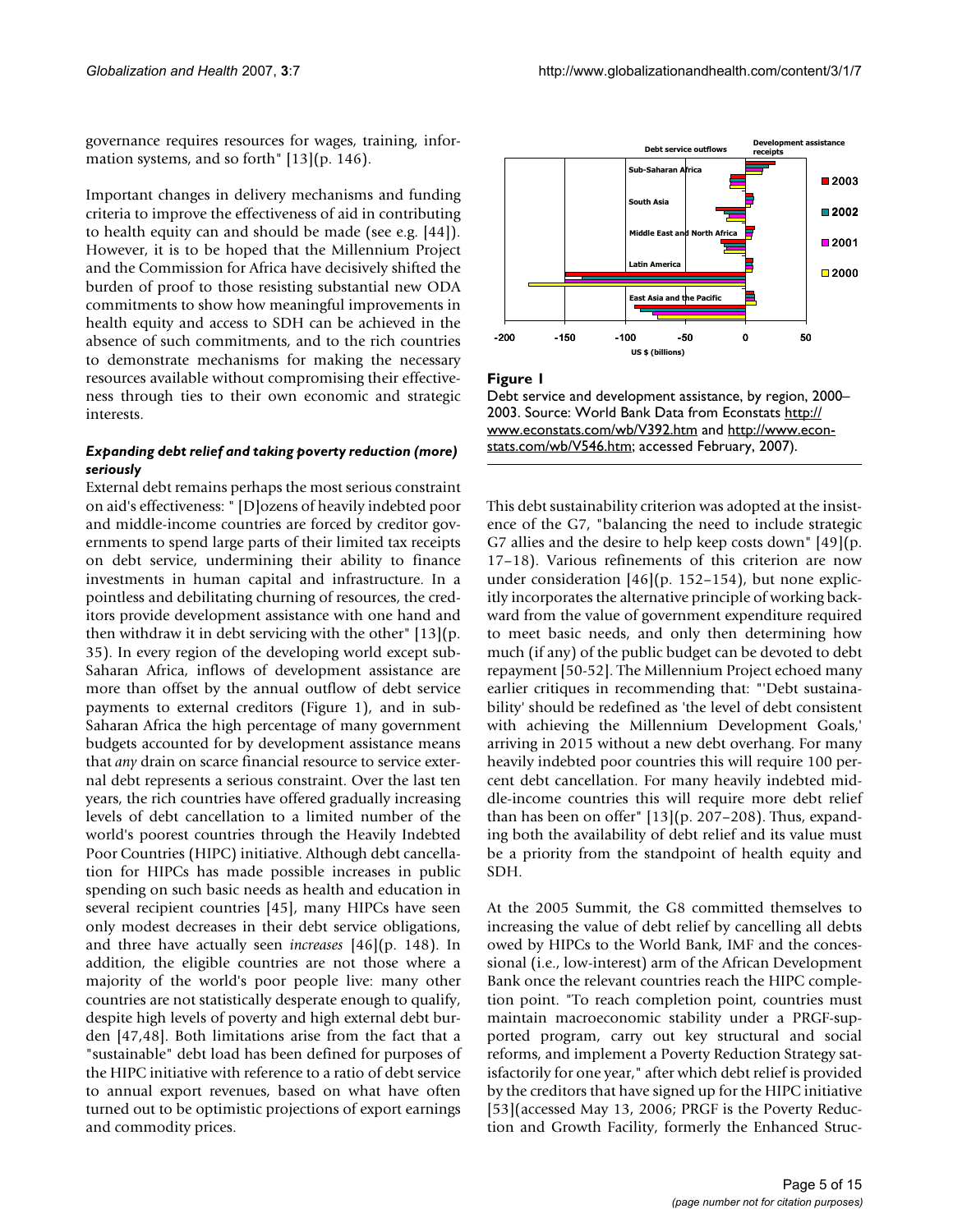governance requires resources for wages, training, information systems, and so forth" [13](p. 146).

Important changes in delivery mechanisms and funding criteria to improve the effectiveness of aid in contributing to health equity can and should be made (see e.g. [44]). However, it is to be hoped that the Millennium Project and the Commission for Africa have decisively shifted the burden of proof to those resisting substantial new ODA commitments to show how meaningful improvements in health equity and access to SDH can be achieved in the absence of such commitments, and to the rich countries to demonstrate mechanisms for making the necessary resources available without compromising their effectiveness through ties to their own economic and strategic interests.

### *Expanding debt relief and taking poverty reduction (more) seriously*

External debt remains perhaps the most serious constraint on aid's effectiveness: " [D]ozens of heavily indebted poor and middle-income countries are forced by creditor governments to spend large parts of their limited tax receipts on debt service, undermining their ability to finance investments in human capital and infrastructure. In a pointless and debilitating churning of resources, the creditors provide development assistance with one hand and then withdraw it in debt servicing with the other" [13](p. 35). In every region of the developing world except sub-Saharan Africa, inflows of development assistance are more than offset by the annual outflow of debt service payments to external creditors (Figure 1), and in sub-Saharan Africa the high percentage of many government budgets accounted for by development assistance means that *any* drain on scarce financial resource to service external debt represents a serious constraint. Over the last ten years, the rich countries have offered gradually increasing levels of debt cancellation to a limited number of the world's poorest countries through the Heavily Indebted Poor Countries (HIPC) initiative. Although debt cancellation for HIPCs has made possible increases in public spending on such basic needs as health and education in several recipient countries [45], many HIPCs have seen only modest decreases in their debt service obligations, and three have actually seen *increases* [46](p. 148). In addition, the eligible countries are not those where a majority of the world's poor people live: many other countries are not statistically desperate enough to qualify, despite high levels of poverty and high external debt burden [47,48]. Both limitations arise from the fact that a "sustainable" debt load has been defined for purposes of the HIPC initiative with reference to a ratio of debt service to annual export revenues, based on what have often turned out to be optimistic projections of export earnings and commodity prices.

Debt service outflows
Development assistance receipts
Sub-Saharan Africa
South Asia
Middle East and North Africa
Latin America
East Asia and the Pacific
2003
2002
2001
2000
-200 -150 -100 -50 0 50
US $ (billions)

**Figure 1**

Debt service and development assistance, by region, 2000–2003. Source: World Bank Data from Econstats http://www.econstats.com/wb/V392.htm and http://www.econstats.com/wb/V546.htm; accessed February, 2007).

This debt sustainability criterion was adopted at the insistence of the G7, "balancing the need to include strategic G7 allies and the desire to help keep costs down" [49](p. 17–18). Various refinements of this criterion are now under consideration [46](p. 152–154), but none explicitly incorporates the alternative principle of working backward from the value of government expenditure required to meet basic needs, and only then determining how much (if any) of the public budget can be devoted to debt repayment [50-52]. The Millennium Project echoed many earlier critiques in recommending that: "'Debt sustainability' should be redefined as 'the level of debt consistent with achieving the Millennium Development Goals,' arriving in 2015 without a new debt overhang. For many heavily indebted poor countries this will require 100 percent debt cancellation. For many heavily indebted middle-income countries this will require more debt relief than has been on offer" [13](p. 207–208). Thus, expanding both the availability of debt relief and its value must be a priority from the standpoint of health equity and SDH.

At the 2005 Summit, the G8 committed themselves to increasing the value of debt relief by cancelling all debts owed by HIPCs to the World Bank, IMF and the concessional (i.e., low-interest) arm of the African Development Bank once the relevant countries reach the HIPC completion point. "To reach completion point, countries must maintain macroeconomic stability under a PRGF-supported program, carry out key structural and social reforms, and implement a Poverty Reduction Strategy satisfactorily for one year," after which debt relief is provided by the creditors that have signed up for the HIPC initiative [53](accessed May 13, 2006; PRGF is the Poverty Reduction and Growth Facility, formerly the Enhanced Struc-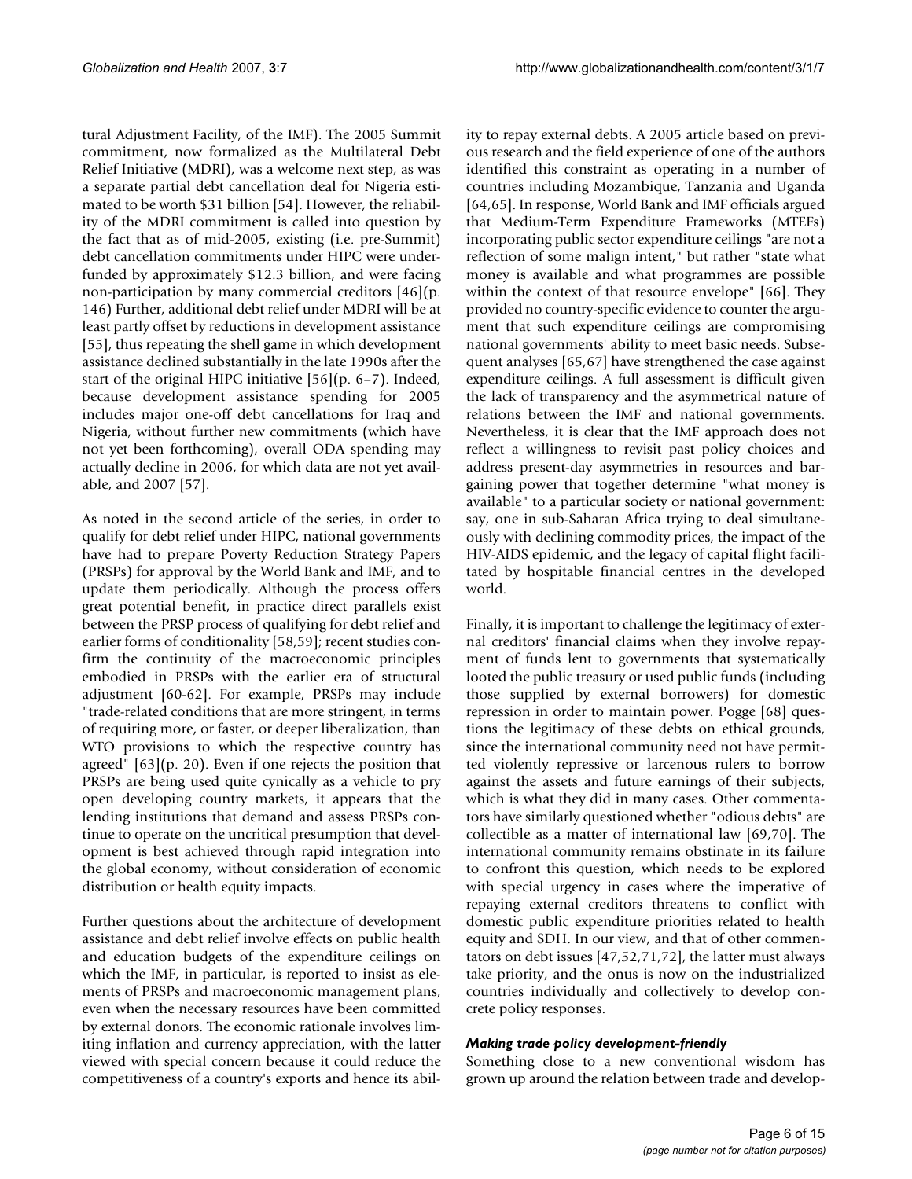tural Adjustment Facility, of the IMF). The 2005 Summit commitment, now formalized as the Multilateral Debt Relief Initiative (MDRI), was a welcome next step, as was a separate partial debt cancellation deal for Nigeria estimated to be worth $31 billion [54]. However, the reliability of the MDRI commitment is called into question by the fact that as of mid-2005, existing (i.e. pre-Summit) debt cancellation commitments under HIPC were underfunded by approximately $12.3 billion, and were facing non-participation by many commercial creditors [46](p. 146) Further, additional debt relief under MDRI will be at least partly offset by reductions in development assistance [55], thus repeating the shell game in which development assistance declined substantially in the late 1990s after the start of the original HIPC initiative [56](p. 6–7). Indeed, because development assistance spending for 2005 includes major one-off debt cancellations for Iraq and Nigeria, without further new commitments (which have not yet been forthcoming), overall ODA spending may actually decline in 2006, for which data are not yet available, and 2007 [57].

As noted in the second article of the series, in order to qualify for debt relief under HIPC, national governments have had to prepare Poverty Reduction Strategy Papers (PRSPs) for approval by the World Bank and IMF, and to update them periodically. Although the process offers great potential benefit, in practice direct parallels exist between the PRSP process of qualifying for debt relief and earlier forms of conditionality [58,59]; recent studies confirm the continuity of the macroeconomic principles embodied in PRSPs with the earlier era of structural adjustment [60-62]. For example, PRSPs may include "trade-related conditions that are more stringent, in terms of requiring more, or faster, or deeper liberalization, than WTO provisions to which the respective country has agreed" [63](p. 20). Even if one rejects the position that PRSPs are being used quite cynically as a vehicle to pry open developing country markets, it appears that the lending institutions that demand and assess PRSPs continue to operate on the uncritical presumption that development is best achieved through rapid integration into the global economy, without consideration of economic distribution or health equity impacts.

Further questions about the architecture of development assistance and debt relief involve effects on public health and education budgets of the expenditure ceilings on which the IMF, in particular, is reported to insist as elements of PRSPs and macroeconomic management plans, even when the necessary resources have been committed by external donors. The economic rationale involves limiting inflation and currency appreciation, with the latter viewed with special concern because it could reduce the competitiveness of a country's exports and hence its ability to repay external debts. A 2005 article based on previous research and the field experience of one of the authors identified this constraint as operating in a number of countries including Mozambique, Tanzania and Uganda [64,65]. In response, World Bank and IMF officials argued that Medium-Term Expenditure Frameworks (MTEFs) incorporating public sector expenditure ceilings "are not a reflection of some malign intent," but rather "state what money is available and what programmes are possible within the context of that resource envelope" [66]. They provided no country-specific evidence to counter the argument that such expenditure ceilings are compromising national governments' ability to meet basic needs. Subsequent analyses [65,67] have strengthened the case against expenditure ceilings. A full assessment is difficult given the lack of transparency and the asymmetrical nature of relations between the IMF and national governments. Nevertheless, it is clear that the IMF approach does not reflect a willingness to revisit past policy choices and address present-day asymmetries in resources and bargaining power that together determine "what money is available" to a particular society or national government: say, one in sub-Saharan Africa trying to deal simultaneously with declining commodity prices, the impact of the HIV-AIDS epidemic, and the legacy of capital flight facilitated by hospitable financial centres in the developed world.

Finally, it is important to challenge the legitimacy of external creditors' financial claims when they involve repayment of funds lent to governments that systematically looted the public treasury or used public funds (including those supplied by external borrowers) for domestic repression in order to maintain power. Pogge [68] questions the legitimacy of these debts on ethical grounds, since the international community need not have permitted violently repressive or larcenous rulers to borrow against the assets and future earnings of their subjects, which is what they did in many cases. Other commentators have similarly questioned whether "odious debts" are collectible as a matter of international law [69,70]. The international community remains obstinate in its failure to confront this question, which needs to be explored with special urgency in cases where the imperative of repaying external creditors threatens to conflict with domestic public expenditure priorities related to health equity and SDH. In our view, and that of other commentators on debt issues [47,52,71,72], the latter must always take priority, and the onus is now on the industrialized countries individually and collectively to develop concrete policy responses.

#### *Making trade policy development-friendly*

Something close to a new conventional wisdom has grown up around the relation between trade and develop-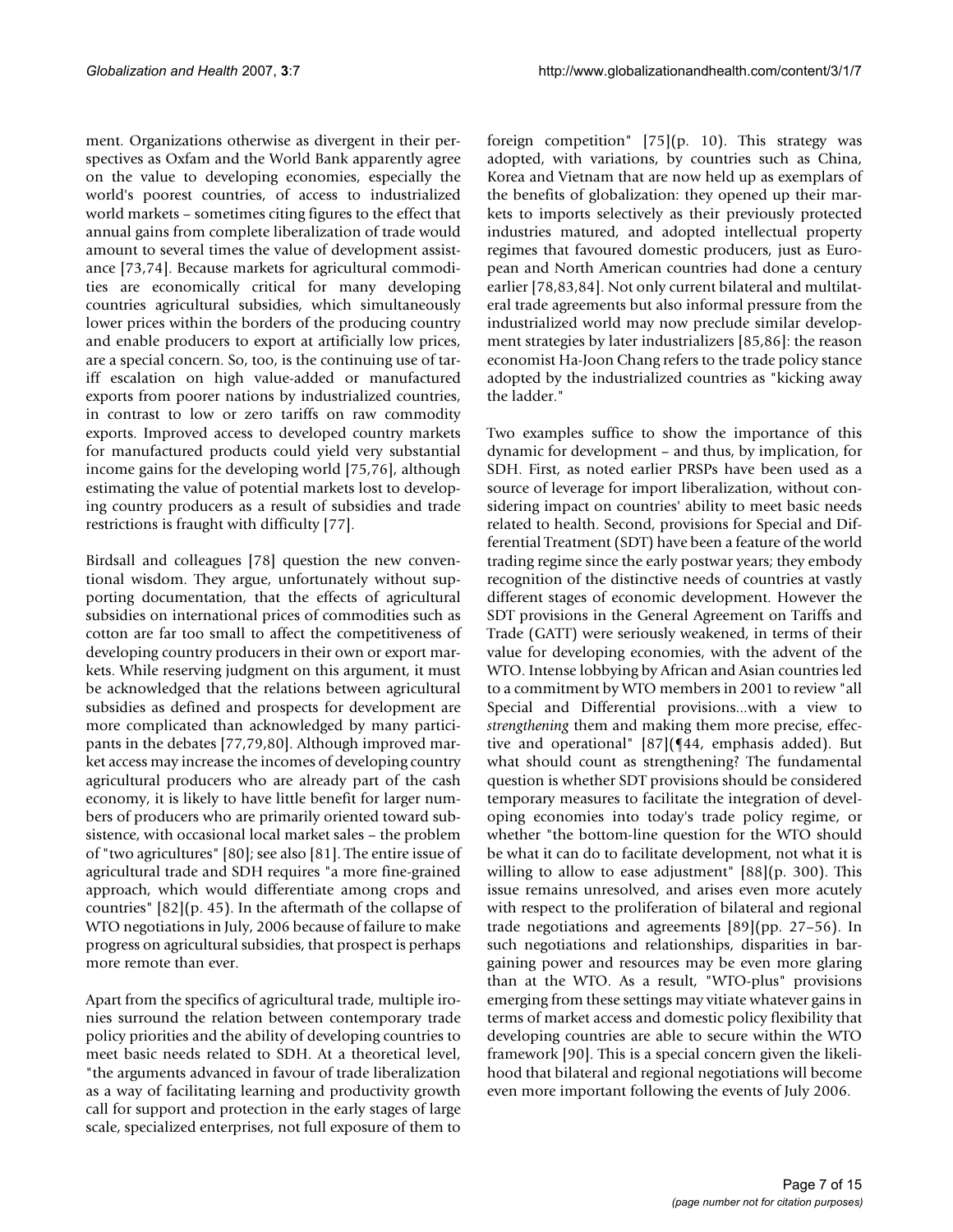ment. Organizations otherwise as divergent in their perspectives as Oxfam and the World Bank apparently agree on the value to developing economies, especially the world's poorest countries, of access to industrialized world markets – sometimes citing figures to the effect that annual gains from complete liberalization of trade would amount to several times the value of development assistance [73,74]. Because markets for agricultural commodities are economically critical for many developing countries agricultural subsidies, which simultaneously lower prices within the borders of the producing country and enable producers to export at artificially low prices, are a special concern. So, too, is the continuing use of tariff escalation on high value-added or manufactured exports from poorer nations by industrialized countries, in contrast to low or zero tariffs on raw commodity exports. Improved access to developed country markets for manufactured products could yield very substantial income gains for the developing world [75,76], although estimating the value of potential markets lost to developing country producers as a result of subsidies and trade restrictions is fraught with difficulty [77].

Birdsall and colleagues [78] question the new conventional wisdom. They argue, unfortunately without supporting documentation, that the effects of agricultural subsidies on international prices of commodities such as cotton are far too small to affect the competitiveness of developing country producers in their own or export markets. While reserving judgment on this argument, it must be acknowledged that the relations between agricultural subsidies as defined and prospects for development are more complicated than acknowledged by many participants in the debates [77,79,80]. Although improved market access may increase the incomes of developing country agricultural producers who are already part of the cash economy, it is likely to have little benefit for larger numbers of producers who are primarily oriented toward subsistence, with occasional local market sales – the problem of "two agricultures" [80]; see also [81]. The entire issue of agricultural trade and SDH requires "a more fine-grained approach, which would differentiate among crops and countries" [82](p. 45). In the aftermath of the collapse of WTO negotiations in July, 2006 because of failure to make progress on agricultural subsidies, that prospect is perhaps more remote than ever.

Apart from the specifics of agricultural trade, multiple ironies surround the relation between contemporary trade policy priorities and the ability of developing countries to meet basic needs related to SDH. At a theoretical level, "the arguments advanced in favour of trade liberalization as a way of facilitating learning and productivity growth call for support and protection in the early stages of large scale, specialized enterprises, not full exposure of them to foreign competition" [75](p. 10). This strategy was adopted, with variations, by countries such as China, Korea and Vietnam that are now held up as exemplars of the benefits of globalization: they opened up their markets to imports selectively as their previously protected industries matured, and adopted intellectual property regimes that favoured domestic producers, just as European and North American countries had done a century earlier [78,83,84]. Not only current bilateral and multilateral trade agreements but also informal pressure from the industrialized world may now preclude similar development strategies by later industrializers [85,86]: the reason economist Ha-Joon Chang refers to the trade policy stance adopted by the industrialized countries as "kicking away the ladder."

Two examples suffice to show the importance of this dynamic for development – and thus, by implication, for SDH. First, as noted earlier PRSPs have been used as a source of leverage for import liberalization, without considering impact on countries' ability to meet basic needs related to health. Second, provisions for Special and Differential Treatment (SDT) have been a feature of the world trading regime since the early postwar years; they embody recognition of the distinctive needs of countries at vastly different stages of economic development. However the SDT provisions in the General Agreement on Tariffs and Trade (GATT) were seriously weakened, in terms of their value for developing economies, with the advent of the WTO. Intense lobbying by African and Asian countries led to a commitment by WTO members in 2001 to review "all Special and Differential provisions...with a view to *strengthening* them and making them more precise, effective and operational" [87](¶44, emphasis added). But what should count as strengthening? The fundamental question is whether SDT provisions should be considered temporary measures to facilitate the integration of developing economies into today's trade policy regime, or whether "the bottom-line question for the WTO should be what it can do to facilitate development, not what it is willing to allow to ease adjustment" [88](p. 300). This issue remains unresolved, and arises even more acutely with respect to the proliferation of bilateral and regional trade negotiations and agreements [89](pp. 27–56). In such negotiations and relationships, disparities in bargaining power and resources may be even more glaring than at the WTO. As a result, "WTO-plus" provisions emerging from these settings may vitiate whatever gains in terms of market access and domestic policy flexibility that developing countries are able to secure within the WTO framework [90]. This is a special concern given the likelihood that bilateral and regional negotiations will become even more important following the events of July 2006.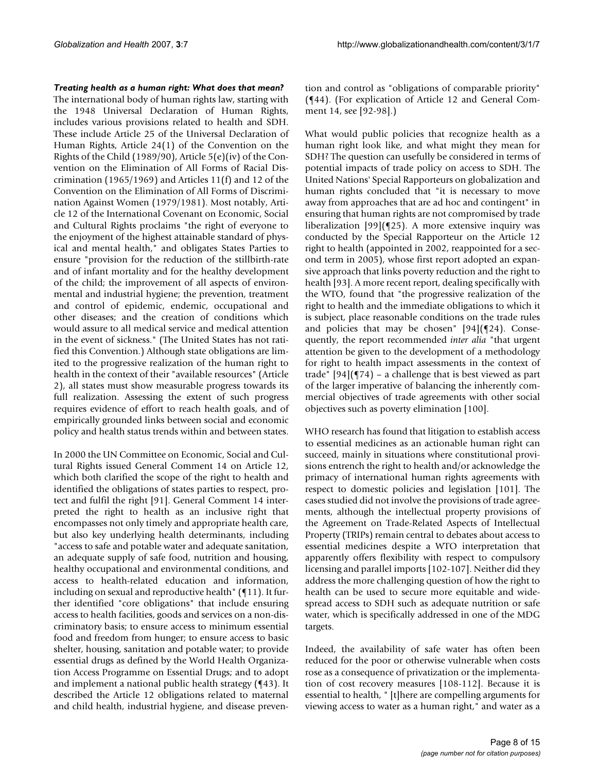***Treating health as a human right: What does that mean?***

The international body of human rights law, starting with the 1948 Universal Declaration of Human Rights, includes various provisions related to health and SDH. These include Article 25 of the Universal Declaration of Human Rights, Article 24(1) of the Convention on the Rights of the Child (1989/90), Article 5(e)(iv) of the Convention on the Elimination of All Forms of Racial Discrimination (1965/1969) and Articles 11(f) and 12 of the Convention on the Elimination of All Forms of Discrimination Against Women (1979/1981). Most notably, Article 12 of the International Covenant on Economic, Social and Cultural Rights proclaims "the right of everyone to the enjoyment of the highest attainable standard of physical and mental health," and obligates States Parties to ensure "provision for the reduction of the stillbirth-rate and of infant mortality and for the healthy development of the child; the improvement of all aspects of environmental and industrial hygiene; the prevention, treatment and control of epidemic, endemic, occupational and other diseases; and the creation of conditions which would assure to all medical service and medical attention in the event of sickness." (The United States has not ratified this Convention.) Although state obligations are limited to the progressive realization of the human right to health in the context of their "available resources" (Article 2), all states must show measurable progress towards its full realization. Assessing the extent of such progress requires evidence of effort to reach health goals, and of empirically grounded links between social and economic policy and health status trends within and between states.

In 2000 the UN Committee on Economic, Social and Cultural Rights issued General Comment 14 on Article 12, which both clarified the scope of the right to health and identified the obligations of states parties to respect, protect and fulfil the right [91]. General Comment 14 interpreted the right to health as an inclusive right that encompasses not only timely and appropriate health care, but also key underlying health determinants, including "access to safe and potable water and adequate sanitation, an adequate supply of safe food, nutrition and housing, healthy occupational and environmental conditions, and access to health-related education and information, including on sexual and reproductive health" (¶11). It further identified "core obligations" that include ensuring access to health facilities, goods and services on a non-discriminatory basis; to ensure access to minimum essential food and freedom from hunger; to ensure access to basic shelter, housing, sanitation and potable water; to provide essential drugs as defined by the World Health Organization Access Programme on Essential Drugs; and to adopt and implement a national public health strategy (¶43). It described the Article 12 obligations related to maternal and child health, industrial hygiene, and disease prevention and control as "obligations of comparable priority" (¶44). (For explication of Article 12 and General Comment 14, see [92-98].)

What would public policies that recognize health as a human right look like, and what might they mean for SDH? The question can usefully be considered in terms of potential impacts of trade policy on access to SDH. The United Nations' Special Rapporteurs on globalization and human rights concluded that "it is necessary to move away from approaches that are ad hoc and contingent" in ensuring that human rights are not compromised by trade liberalization [99](¶25). A more extensive inquiry was conducted by the Special Rapporteur on the Article 12 right to health (appointed in 2002, reappointed for a second term in 2005), whose first report adopted an expansive approach that links poverty reduction and the right to health [93]. A more recent report, dealing specifically with the WTO, found that "the progressive realization of the right to health and the immediate obligations to which it is subject, place reasonable conditions on the trade rules and policies that may be chosen" [94](¶24). Consequently, the report recommended *inter alia* "that urgent attention be given to the development of a methodology for right to health impact assessments in the context of trade" [94](¶74) – a challenge that is best viewed as part of the larger imperative of balancing the inherently commercial objectives of trade agreements with other social objectives such as poverty elimination [100].

WHO research has found that litigation to establish access to essential medicines as an actionable human right can succeed, mainly in situations where constitutional provisions entrench the right to health and/or acknowledge the primacy of international human rights agreements with respect to domestic policies and legislation [101]. The cases studied did not involve the provisions of trade agreements, although the intellectual property provisions of the Agreement on Trade-Related Aspects of Intellectual Property (TRIPs) remain central to debates about access to essential medicines despite a WTO interpretation that apparently offers flexibility with respect to compulsory licensing and parallel imports [102-107]. Neither did they address the more challenging question of how the right to health can be used to secure more equitable and widespread access to SDH such as adequate nutrition or safe water, which is specifically addressed in one of the MDG targets.

Indeed, the availability of safe water has often been reduced for the poor or otherwise vulnerable when costs rose as a consequence of privatization or the implementation of cost recovery measures [108-112]. Because it is essential to health, " [t]here are compelling arguments for viewing access to water as a human right," and water as a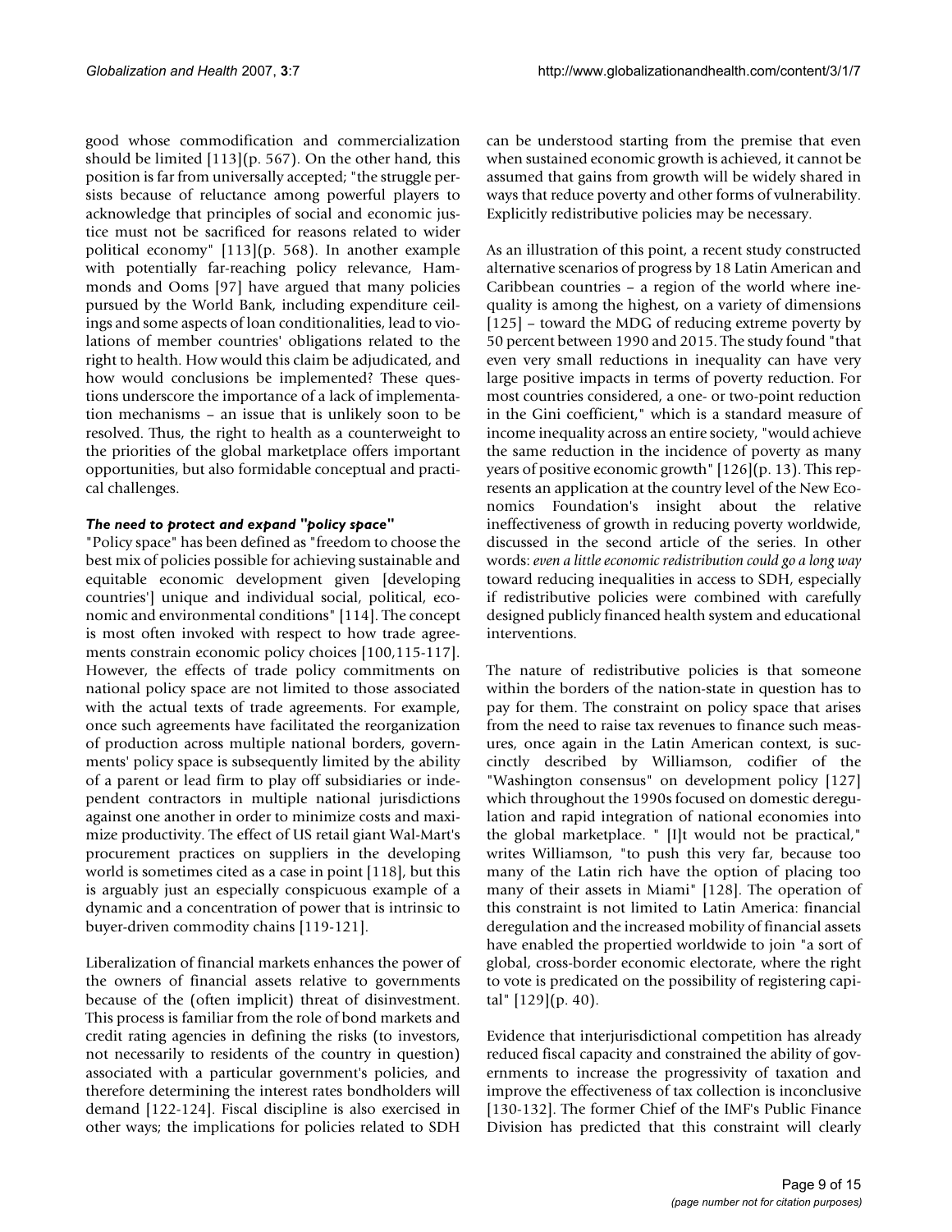good whose commodification and commercialization should be limited [113](p. 567). On the other hand, this position is far from universally accepted; "the struggle persists because of reluctance among powerful players to acknowledge that principles of social and economic justice must not be sacrificed for reasons related to wider political economy" [113](p. 568). In another example with potentially far-reaching policy relevance, Hammonds and Ooms [97] have argued that many policies pursued by the World Bank, including expenditure ceilings and some aspects of loan conditionalities, lead to violations of member countries' obligations related to the right to health. How would this claim be adjudicated, and how would conclusions be implemented? These questions underscore the importance of a lack of implementation mechanisms – an issue that is unlikely soon to be resolved. Thus, the right to health as a counterweight to the priorities of the global marketplace offers important opportunities, but also formidable conceptual and practical challenges.

### *The need to protect and expand "policy space"*

"Policy space" has been defined as "freedom to choose the best mix of policies possible for achieving sustainable and equitable economic development given [developing countries'] unique and individual social, political, economic and environmental conditions" [114]. The concept is most often invoked with respect to how trade agreements constrain economic policy choices [100,115-117]. However, the effects of trade policy commitments on national policy space are not limited to those associated with the actual texts of trade agreements. For example, once such agreements have facilitated the reorganization of production across multiple national borders, governments' policy space is subsequently limited by the ability of a parent or lead firm to play off subsidiaries or independent contractors in multiple national jurisdictions against one another in order to minimize costs and maximize productivity. The effect of US retail giant Wal-Mart's procurement practices on suppliers in the developing world is sometimes cited as a case in point [118], but this is arguably just an especially conspicuous example of a dynamic and a concentration of power that is intrinsic to buyer-driven commodity chains [119-121].

Liberalization of financial markets enhances the power of the owners of financial assets relative to governments because of the (often implicit) threat of disinvestment. This process is familiar from the role of bond markets and credit rating agencies in defining the risks (to investors, not necessarily to residents of the country in question) associated with a particular government's policies, and therefore determining the interest rates bondholders will demand [122-124]. Fiscal discipline is also exercised in other ways; the implications for policies related to SDH can be understood starting from the premise that even when sustained economic growth is achieved, it cannot be assumed that gains from growth will be widely shared in ways that reduce poverty and other forms of vulnerability. Explicitly redistributive policies may be necessary.

As an illustration of this point, a recent study constructed alternative scenarios of progress by 18 Latin American and Caribbean countries – a region of the world where inequality is among the highest, on a variety of dimensions [125] – toward the MDG of reducing extreme poverty by 50 percent between 1990 and 2015. The study found "that even very small reductions in inequality can have very large positive impacts in terms of poverty reduction. For most countries considered, a one- or two-point reduction in the Gini coefficient," which is a standard measure of income inequality across an entire society, "would achieve the same reduction in the incidence of poverty as many years of positive economic growth" [126](p. 13). This represents an application at the country level of the New Economics Foundation's insight about the relative ineffectiveness of growth in reducing poverty worldwide, discussed in the second article of the series. In other words: *even a little economic redistribution could go a long way* toward reducing inequalities in access to SDH, especially if redistributive policies were combined with carefully designed publicly financed health system and educational interventions.

The nature of redistributive policies is that someone within the borders of the nation-state in question has to pay for them. The constraint on policy space that arises from the need to raise tax revenues to finance such measures, once again in the Latin American context, is succinctly described by Williamson, codifier of the "Washington consensus" on development policy [127] which throughout the 1990s focused on domestic deregulation and rapid integration of national economies into the global marketplace. " [I]t would not be practical," writes Williamson, "to push this very far, because too many of the Latin rich have the option of placing too many of their assets in Miami" [128]. The operation of this constraint is not limited to Latin America: financial deregulation and the increased mobility of financial assets have enabled the propertied worldwide to join "a sort of global, cross-border economic electorate, where the right to vote is predicated on the possibility of registering capital" [129](p. 40).

Evidence that interjurisdictional competition has already reduced fiscal capacity and constrained the ability of governments to increase the progressivity of taxation and improve the effectiveness of tax collection is inconclusive [130-132]. The former Chief of the IMF's Public Finance Division has predicted that this constraint will clearly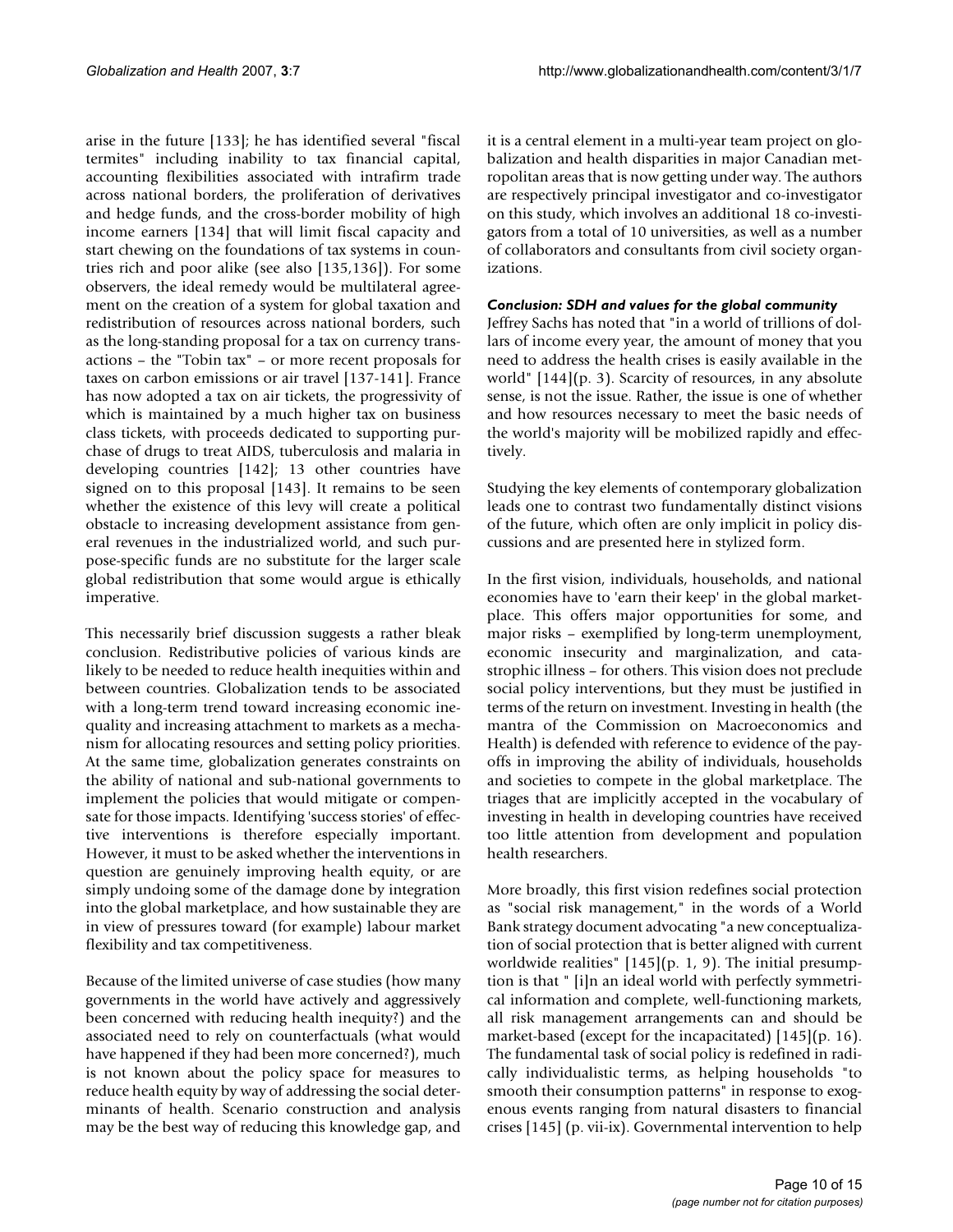arise in the future [133]; he has identified several "fiscal termites" including inability to tax financial capital, accounting flexibilities associated with intrafirm trade across national borders, the proliferation of derivatives and hedge funds, and the cross-border mobility of high income earners [134] that will limit fiscal capacity and start chewing on the foundations of tax systems in countries rich and poor alike (see also [135,136]). For some observers, the ideal remedy would be multilateral agreement on the creation of a system for global taxation and redistribution of resources across national borders, such as the long-standing proposal for a tax on currency transactions – the "Tobin tax" – or more recent proposals for taxes on carbon emissions or air travel [137-141]. France has now adopted a tax on air tickets, the progressivity of which is maintained by a much higher tax on business class tickets, with proceeds dedicated to supporting purchase of drugs to treat AIDS, tuberculosis and malaria in developing countries [142]; 13 other countries have signed on to this proposal [143]. It remains to be seen whether the existence of this levy will create a political obstacle to increasing development assistance from general revenues in the industrialized world, and such purpose-specific funds are no substitute for the larger scale global redistribution that some would argue is ethically imperative.

This necessarily brief discussion suggests a rather bleak conclusion. Redistributive policies of various kinds are likely to be needed to reduce health inequities within and between countries. Globalization tends to be associated with a long-term trend toward increasing economic inequality and increasing attachment to markets as a mechanism for allocating resources and setting policy priorities. At the same time, globalization generates constraints on the ability of national and sub-national governments to implement the policies that would mitigate or compensate for those impacts. Identifying 'success stories' of effective interventions is therefore especially important. However, it must to be asked whether the interventions in question are genuinely improving health equity, or are simply undoing some of the damage done by integration into the global marketplace, and how sustainable they are in view of pressures toward (for example) labour market flexibility and tax competitiveness.

Because of the limited universe of case studies (how many governments in the world have actively and aggressively been concerned with reducing health inequity?) and the associated need to rely on counterfactuals (what would have happened if they had been more concerned?), much is not known about the policy space for measures to reduce health equity by way of addressing the social determinants of health. Scenario construction and analysis may be the best way of reducing this knowledge gap, and it is a central element in a multi-year team project on globalization and health disparities in major Canadian metropolitan areas that is now getting under way. The authors are respectively principal investigator and co-investigator on this study, which involves an additional 18 co-investigators from a total of 10 universities, as well as a number of collaborators and consultants from civil society organizations.

### *Conclusion: SDH and values for the global community*

Jeffrey Sachs has noted that "in a world of trillions of dollars of income every year, the amount of money that you need to address the health crises is easily available in the world" [144](p. 3). Scarcity of resources, in any absolute sense, is not the issue. Rather, the issue is one of whether and how resources necessary to meet the basic needs of the world's majority will be mobilized rapidly and effectively.

Studying the key elements of contemporary globalization leads one to contrast two fundamentally distinct visions of the future, which often are only implicit in policy discussions and are presented here in stylized form.

In the first vision, individuals, households, and national economies have to 'earn their keep' in the global marketplace. This offers major opportunities for some, and major risks – exemplified by long-term unemployment, economic insecurity and marginalization, and catastrophic illness – for others. This vision does not preclude social policy interventions, but they must be justified in terms of the return on investment. Investing in health (the mantra of the Commission on Macroeconomics and Health) is defended with reference to evidence of the payoffs in improving the ability of individuals, households and societies to compete in the global marketplace. The triages that are implicitly accepted in the vocabulary of investing in health in developing countries have received too little attention from development and population health researchers.

More broadly, this first vision redefines social protection as "social risk management," in the words of a World Bank strategy document advocating "a new conceptualization of social protection that is better aligned with current worldwide realities" [145](p. 1, 9). The initial presumption is that " [i]n an ideal world with perfectly symmetrical information and complete, well-functioning markets, all risk management arrangements can and should be market-based (except for the incapacitated) [145](p. 16). The fundamental task of social policy is redefined in radically individualistic terms, as helping households "to smooth their consumption patterns" in response to exogenous events ranging from natural disasters to financial crises [145] (p. vii-ix). Governmental intervention to help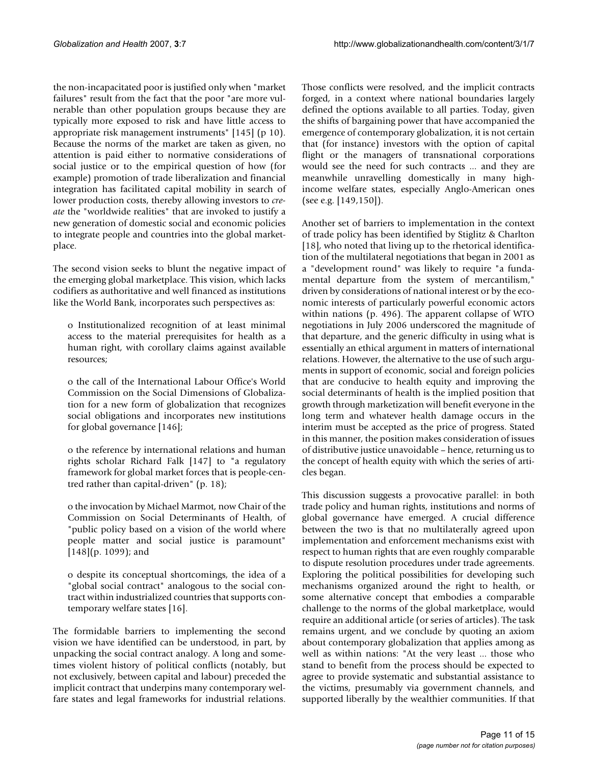the non-incapacitated poor is justified only when "market failures" result from the fact that the poor "are more vulnerable than other population groups because they are typically more exposed to risk and have little access to appropriate risk management instruments" [145] (p 10). Because the norms of the market are taken as given, no attention is paid either to normative considerations of social justice or to the empirical question of how (for example) promotion of trade liberalization and financial integration has facilitated capital mobility in search of lower production costs, thereby allowing investors to *create* the "worldwide realities" that are invoked to justify a new generation of domestic social and economic policies to integrate people and countries into the global marketplace.

The second vision seeks to blunt the negative impact of the emerging global marketplace. This vision, which lacks codifiers as authoritative and well financed as institutions like the World Bank, incorporates such perspectives as:

- Institutionalized recognition of at least minimal access to the material prerequisites for health as a human right, with corollary claims against available resources;

- the call of the International Labour Office's World Commission on the Social Dimensions of Globalization for a new form of globalization that recognizes social obligations and incorporates new institutions for global governance [146];

- the reference by international relations and human rights scholar Richard Falk [147] to "a regulatory framework for global market forces that is people-centred rather than capital-driven" (p. 18);

- the invocation by Michael Marmot, now Chair of the Commission on Social Determinants of Health, of "public policy based on a vision of the world where people matter and social justice is paramount" [148](p. 1099); and

- despite its conceptual shortcomings, the idea of a "global social contract" analogous to the social contract within industrialized countries that supports contemporary welfare states [16].

The formidable barriers to implementing the second vision we have identified can be understood, in part, by unpacking the social contract analogy. A long and sometimes violent history of political conflicts (notably, but not exclusively, between capital and labour) preceded the implicit contract that underpins many contemporary welfare states and legal frameworks for industrial relations. Those conflicts were resolved, and the implicit contracts forged, in a context where national boundaries largely defined the options available to all parties. Today, given the shifts of bargaining power that have accompanied the emergence of contemporary globalization, it is not certain that (for instance) investors with the option of capital flight or the managers of transnational corporations would see the need for such contracts ... and they are meanwhile unravelling domestically in many high-income welfare states, especially Anglo-American ones (see e.g. [149,150]).

Another set of barriers to implementation in the context of trade policy has been identified by Stiglitz & Charlton [18], who noted that living up to the rhetorical identification of the multilateral negotiations that began in 2001 as a "development round" was likely to require "a fundamental departure from the system of mercantilism," driven by considerations of national interest or by the economic interests of particularly powerful economic actors within nations (p. 496). The apparent collapse of WTO negotiations in July 2006 underscored the magnitude of that departure, and the generic difficulty in using what is essentially an ethical argument in matters of international relations. However, the alternative to the use of such arguments in support of economic, social and foreign policies that are conducive to health equity and improving the social determinants of health is the implied position that growth through marketization will benefit everyone in the long term and whatever health damage occurs in the interim must be accepted as the price of progress. Stated in this manner, the position makes consideration of issues of distributive justice unavoidable – hence, returning us to the concept of health equity with which the series of articles began.

This discussion suggests a provocative parallel: in both trade policy and human rights, institutions and norms of global governance have emerged. A crucial difference between the two is that no multilaterally agreed upon implementation and enforcement mechanisms exist with respect to human rights that are even roughly comparable to dispute resolution procedures under trade agreements. Exploring the political possibilities for developing such mechanisms organized around the right to health, or some alternative concept that embodies a comparable challenge to the norms of the global marketplace, would require an additional article (or series of articles). The task remains urgent, and we conclude by quoting an axiom about contemporary globalization that applies among as well as within nations: "At the very least ... those who stand to benefit from the process should be expected to agree to provide systematic and substantial assistance to the victims, presumably via government channels, and supported liberally by the wealthier communities. If that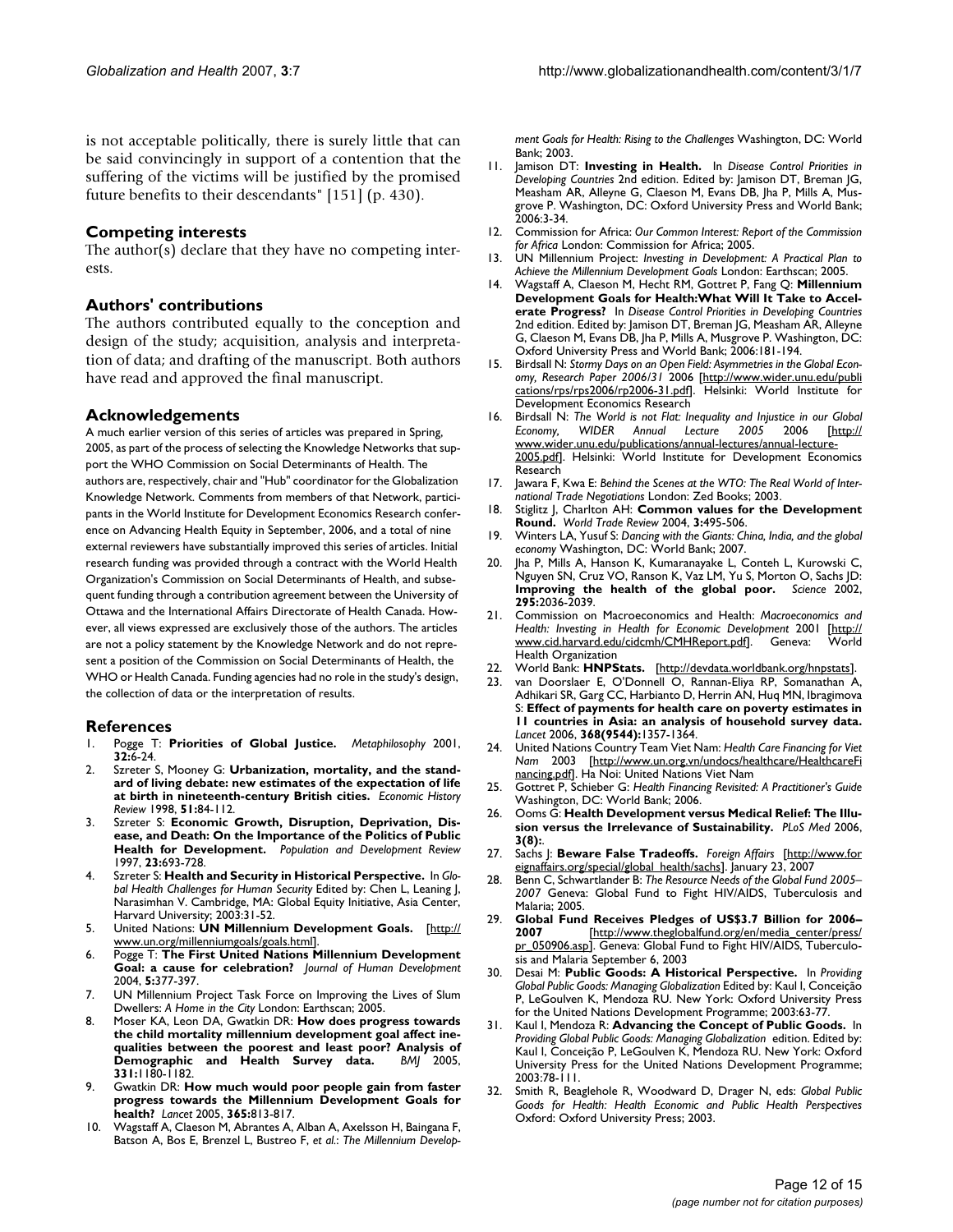is not acceptable politically, there is surely little that can be said convincingly in support of a contention that the suffering of the victims will be justified by the promised future benefits to their descendants" [151] (p. 430).

## Competing interests

The author(s) declare that they have no competing interests.

## Authors' contributions

The authors contributed equally to the conception and design of the study; acquisition, analysis and interpretation of data; and drafting of the manuscript. Both authors have read and approved the final manuscript.

## Acknowledgements

A much earlier version of this series of articles was prepared in Spring, 2005, as part of the process of selecting the Knowledge Networks that support the WHO Commission on Social Determinants of Health. The authors are, respectively, chair and "Hub" coordinator for the Globalization Knowledge Network. Comments from members of that Network, participants in the World Institute for Development Economics Research conference on Advancing Health Equity in September, 2006, and a total of nine external reviewers have substantially improved this series of articles. Initial research funding was provided through a contract with the World Health Organization's Commission on Social Determinants of Health, and subsequent funding through a contribution agreement between the University of Ottawa and the International Affairs Directorate of Health Canada. However, all views expressed are exclusively those of the authors. The articles are not a policy statement by the Knowledge Network and do not represent a position of the Commission on Social Determinants of Health, the WHO or Health Canada. Funding agencies had no role in the study's design, the collection of data or the interpretation of results.

## References

1. Pogge T: **Priorities of Global Justice.** *Metaphilosophy* 2001, **32:**6-24.
2. Szreter S, Mooney G: **Urbanization, mortality, and the standard of living debate: new estimates of the expectation of life at birth in nineteenth-century British cities.** *Economic History Review* 1998, **51:**84-112.
3. Szreter S: **Economic Growth, Disruption, Deprivation, Disease, and Death: On the Importance of the Politics of Public Health for Development.** *Population and Development Review* 1997, **23:**693-728.
4. Szreter S: **Health and Security in Historical Perspective.** In *Global Health Challenges for Human Security* Edited by: Chen L, Leaning J, Narasimhan V. Cambridge, MA: Global Equity Initiative, Asia Center, Harvard University; 2003:31-52.
5. United Nations: **UN Millennium Development Goals.** [http://www.un.org/millenniumgoals/goals.html].
6. Pogge T: **The First United Nations Millennium Development Goal: a cause for celebration?** *Journal of Human Development* 2004, **5:**377-397.
7. UN Millennium Project Task Force on Improving the Lives of Slum Dwellers: *A Home in the City* London: Earthscan; 2005.
8. Moser KA, Leon DA, Gwatkin DR: **How does progress towards the child mortality millennium development goal affect inequalities between the poorest and least poor? Analysis of Demographic and Health Survey data.** *BMJ* 2005, **331:**1180-1182.
9. Gwatkin DR: **How much would poor people gain from faster progress towards the Millennium Development Goals for health?** *Lancet* 2005, **365:**813-817.
10. Wagstaff A, Claeson M, Abrantes A, Alban A, Axelsson H, Baingana F, Batson A, Bos E, Brenzel L, Bustreo F, *et al.*: *The Millennium Development Goals for Health: Rising to the Challenges* Washington, DC: World Bank; 2003.
11. Jamison DT: **Investing in Health.** In *Disease Control Priorities in Developing Countries* 2nd edition. Edited by: Jamison DT, Breman JG, Measham AR, Alleyne G, Claeson M, Evans DB, Jha P, Mills A, Musgrove P. Washington, DC: Oxford University Press and World Bank; 2006:3-34.
12. Commission for Africa: *Our Common Interest: Report of the Commission for Africa* London: Commission for Africa; 2005.
13. UN Millennium Project: *Investing in Development: A Practical Plan to Achieve the Millennium Development Goals* London: Earthscan; 2005.
14. Wagstaff A, Claeson M, Hecht RM, Gottret P, Fang Q: **Millennium Development Goals for Health:What Will It Take to Accelerate Progress?** In *Disease Control Priorities in Developing Countries* 2nd edition. Edited by: Jamison DT, Breman JG, Measham AR, Alleyne G, Claeson M, Evans DB, Jha P, Mills A, Musgrove P. Washington, DC: Oxford University Press and World Bank; 2006:181-194.
15. Birdsall N: *Stormy Days on an Open Field: Asymmetries in the Global Economy, Research Paper 2006/31* 2006 [http://www.wider.unu.edu/publications/rps/rps2006/rp2006-31.pdf]. Helsinki: World Institute for Development Economics Research
16. Birdsall N: *The World is not Flat: Inequality and Injustice in our Global Economy, WIDER Annual Lecture 2005* 2006 [http://www.wider.unu.edu/publications/annual-lectures/annual-lecture-2005.pdf]. Helsinki: World Institute for Development Economics Research
17. Jawara F, Kwa E: *Behind the Scenes at the WTO: The Real World of International Trade Negotiations* London: Zed Books; 2003.
18. Stiglitz J, Charlton AH: **Common values for the Development Round.** *World Trade Review* 2004, **3:**495-506.
19. Winters LA, Yusuf S: *Dancing with the Giants: China, India, and the global economy* Washington, DC: World Bank; 2007.
20. Jha P, Mills A, Hanson K, Kumaranayake L, Conteh L, Kurowski C, Nguyen SN, Cruz VO, Ranson K, Vaz LM, Yu S, Morton O, Sachs JD: **Improving the health of the global poor.** *Science* 2002, **295:**2036-2039.
21. Commission on Macroeconomics and Health: *Macroeconomics and Health: Investing in Health for Economic Development* 2001 [http://www.cid.harvard.edu/cidcmh/CMHReport.pdf]. Geneva: World Health Organization
22. World Bank: **HNPStats.** [http://devdata.worldbank.org/hnpstats].
23. van Doorslaer E, O'Donnell O, Rannan-Eliya RP, Somanathan A, Adhikari SR, Garg CC, Harbianto D, Herrin AN, Huq MN, Ibragimova S: **Effect of payments for health care on poverty estimates in 11 countries in Asia: an analysis of household survey data.** *Lancet* 2006, **368(9544):**1357-1364.
24. United Nations Country Team Viet Nam: *Health Care Financing for Viet Nam* 2003 [http://www.un.org.vn/undocs/healthcare/HealthcareFinancing.pdf]. Ha Noi: United Nations Viet Nam
25. Gottret P, Schieber G: *Health Financing Revisited: A Practitioner's Guide* Washington, DC: World Bank; 2006.
26. Ooms G: **Health Development versus Medical Relief: The Illusion versus the Irrelevance of Sustainability.** *PLoS Med* 2006, **3(8):**.
27. Sachs J: **Beware False Tradeoffs.** *Foreign Affairs* [http://www.foreignaffairs.org/special/global_health/sachs]. January 23, 2007
28. Benn C, Schwartlander B: *The Resource Needs of the Global Fund 2005–2007* Geneva: Global Fund to Fight HIV/AIDS, Tuberculosis and Malaria; 2005.
29. **Global Fund Receives Pledges of US$3.7 Billion for 2006–2007** [http://www.theglobalfund.org/en/media_center/press/pr_050906.asp]. Geneva: Global Fund to Fight HIV/AIDS, Tuberculosis and Malaria September 6, 2003
30. Desai M: **Public Goods: A Historical Perspective.** In *Providing Global Public Goods: Managing Globalization* Edited by: Kaul I, Conceição P, LeGoulven K, Mendoza RU. New York: Oxford University Press for the United Nations Development Programme; 2003:63-77.
31. Kaul I, Mendoza R: **Advancing the Concept of Public Goods.** In *Providing Global Public Goods: Managing Globalization* edition. Edited by: Kaul I, Conceição P, LeGoulven K, Mendoza RU. New York: Oxford University Press for the United Nations Development Programme; 2003:78-111.
32. Smith R, Beaglehole R, Woodward D, Drager N, eds: *Global Public Goods for Health: Health Economic and Public Health Perspectives* Oxford: Oxford University Press; 2003.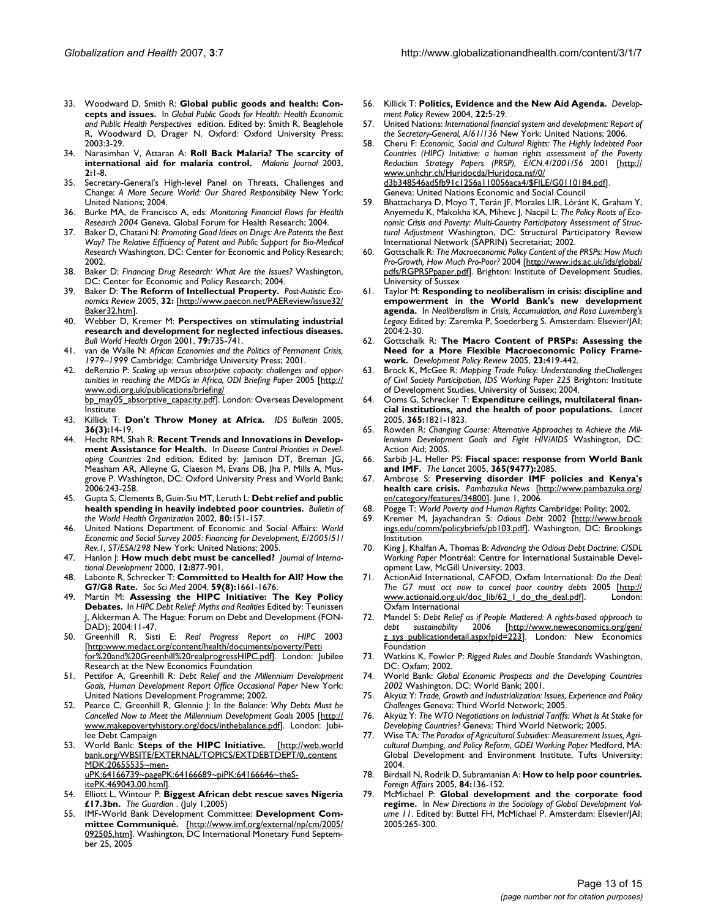33. Woodward D, Smith R: **Global public goods and health: Concepts and issues.** In *Global Public Goods for Health: Health Economic and Public Health Perspectives* edition. Edited by: Smith R, Beaglehole R, Woodward D, Drager N. Oxford: Oxford University Press; 2003:3-29.
34. Narasimhan V, Attaran A: **Roll Back Malaria? The scarcity of international aid for malaria control.** *Malaria Journal* 2003, **2:**1-8.
35. Secretary-General's High-level Panel on Threats, Challenges and Change: *A More Secure World: Our Shared Responsibility* New York: United Nations; 2004.
36. Burke MA, de Francisco A, eds: *Monitoring Financial Flows for Health Research 2004* Geneva, Global Forum for Health Research; 2004.
37. Baker D, Chatani N: *Promoting Good Ideas on Drugs: Are Patents the Best Way? The Relative Efficiency of Patent and Public Support for Bio-Medical Research* Washington, DC: Center for Economic and Policy Research; 2002.
38. Baker D: *Financing Drug Research: What Are the Issues?* Washington, DC: Center for Economic and Policy Research; 2004.
39. Baker D: **The Reform of Intellectual Property.** *Post-Autistic Economics Review* 2005, **32:** [http://www.paecon.net/PAEReview/issue32/Baker32.htm].
40. Webber D, Kremer M: **Perspectives on stimulating industrial research and development for neglected infectious diseases.** *Bull World Health Organ* 2001, **79:**735-741.
41. van de Walle N: *African Economies and the Politics of Permanent Crisis, 1979–1999* Cambridge: Cambridge University Press; 2001.
42. deRenzio P: *Scaling up versus absorptive capacity: challenges and opportunities in reaching the MDGs in Africa, ODI Briefing Paper* 2005 [http://www.odi.org.uk/publications/briefing/bp_may05_absorptive_capacity.pdf]. London: Overseas Development Institute
43. Killick T: **Don't Throw Money at Africa.** *IDS Bulletin* 2005, **36(3):**14-19.
44. Hecht RM, Shah R: **Recent Trends and Innovations in Development Assistance for Health.** In *Disease Control Priorities in Developing Countries* 2nd edition. Edited by: Jamison DT, Breman JG, Measham AR, Alleyne G, Claeson M, Evans DB, Jha P, Mills A, Musgrove P. Washington, DC: Oxford University Press and World Bank; 2006:243-258.
45. Gupta S, Clements B, Guin-Siu MT, Leruth L: **Debt relief and public health spending in heavily indebted poor countries.** *Bulletin of the World Health Organization* 2002, **80:**151-157.
46. United Nations Department of Economic and Social Affairs: *World Economic and Social Survey 2005: Financing for Development, E/2005/51/Rev.1, ST/ESA/298* New York: United Nations; 2005.
47. Hanlon J: **How much debt must be cancelled?** *Journal of International Development* 2000, **12:**877-901.
48. Labonte R, Schrecker T: **Committed to Health for All? How the G7/G8 Rate.** *Soc Sci Med* 2004, **59(8):**1661-1676.
49. Martin M: **Assessing the HIPC Initiative: The Key Policy Debates.** In *HIPC Debt Relief: Myths and Realities* Edited by: Teunissen J, Akkerman A. The Hague: Forum on Debt and Development (FONDAD); 2004:11-47.
50. Greenhill R, Sisti E: *Real Progress Report on HIPC* 2003 [http:www.medact.org/content/health/documents/poverty/Petti for%20and%20Greenhill%20realprogressHIPC.pdf]. London: Jubilee Research at the New Economics Foundation
51. Pettifor A, Greenhill R: *Debt Relief and the Millennium Development Goals, Human Development Report Office Occasional Paper* New York: United Nations Development Programme; 2002.
52. Pearce C, Greenhill R, Glennie J: In *the Balance: Why Debts Must be Cancelled Now to Meet the Millennium Development Goals* 2005 [http://www.makepovertyhistory.org/docs/inthebalance.pdf]. London: Jubilee Debt Campaign
53. World Bank: **Steps of the HIPC Initiative.** [http://web.worldbank.org/WBSITE/EXTERNAL/TOPICS/EXTDEBTDEPT/0,,contentMDK:20655535~menuPK:64166739~pagePK:64166689~piPK:64166646~theSitePK:469043,00.html].
54. Elliott L, Wintour P: **Biggest African debt rescue saves Nigeria £17.3bn.** *The Guardian* . (July 1,2005)
55. IMF-World Bank Development Committee: **Development Committee Communiqué.** [http://www.imf.org/external/np/cm/2005/092505.htm]. Washington, DC International Monetary Fund September 25, 2005
56. Killick T: **Politics, Evidence and the New Aid Agenda.** *Development Policy Review* 2004, **22:**5-29.
57. United Nations: *International financial system and development: Report of the Secretary-General, A/61/136* New York: United Nations; 2006.
58. Cheru F: *Economic, Social and Cultural Rights: The Highly Indebted Poor Countries (HIPC) Initiative: a human rights assessment of the Poverty Reduction Strategy Papers (PRSP), E/CN.4/2001/56* 2001 [http://www.unhchr.ch/Huridocda/Huridoca.nsf/0/d3b348546ad5fb91c1256a110056aca4/$FILE/G0110184.pdf]. Geneva: United Nations Economic and Social Council
59. Bhattacharya D, Moyo T, Terán JF, Morales LIR, Lóránt K, Graham Y, Anyemedu K, Makokha KA, Mihevc J, Nacpil L: *The Policy Roots of Economic Crisis and Poverty: Multi-Country Participatory Assessment of Structural Adjustment* Washington, DC: Structural Participatory Review International Network (SAPRIN) Secretariat; 2002.
60. Gottschalk R: *The Macroeconomic Policy Content of the PRSPs: How Much Pro-Growth, How Much Pro-Poor?* 2004 [http://www.ids.ac.uk/ids/global/pdfs/RGPRSPpaper.pdf]. Brighton: Institute of Development Studies, University of Sussex
61. Taylor M: **Responding to neoliberalism in crisis: discipline and empowerment in the World Bank's new development agenda.** In *Neoliberalism in Crisis, Accumulation, and Rosa Luxemberg's Legacy* Edited by: Zaremka P, Soederberg S. Amsterdam: Elsevier/JAI; 2004:2-30.
62. Gottschalk R: **The Macro Content of PRSPs: Assessing the Need for a More Flexible Macroeconomic Policy Framework.** *Development Policy Review* 2005, **23:**419-442.
63. Brock K, McGee R: *Mapping Trade Policy: Understanding theChallenges of Civil Society Participation, IDS Working Paper 225* Brighton: Institute of Development Studies, University of Sussex; 2004.
64. Ooms G, Schrecker T: **Expenditure ceilings, multilateral financial institutions, and the health of poor populations.** *Lancet* 2005, **365:**1821-1823.
65. Rowden R: *Changing Course: Alternative Approaches to Achieve the Millennium Development Goals and Fight HIV/AIDS* Washington, DC: Action Aid; 2005.
66. Sarbib J-L, Heller PS: **Fiscal space: response from World Bank and IMF.** *The Lancet* 2005, **365(9477):**2085.
67. Ambrose S: **Preserving disorder IMF policies and Kenya's health care crisis.** *Pambazuka News* [http://www.pambazuka.org/en/category/features/34800]. June 1, 2006
68. Pogge T: *World Poverty and Human Rights* Cambridge: Polity; 2002.
69. Kremer M, Jayachandran S: *Odious Debt* 2002 [http://www.brookings.edu/comm/policybriefs/pb103.pdf]. Washington, DC: Brookings Institution
70. King J, Khalfan A, Thomas B: *Advancing the Odious Debt Doctrine: CISDL Working Paper* Montréal: Centre for International Sustainable Development Law, McGill University; 2003.
71. ActionAid International, CAFOD, Oxfam International: *Do the Deal: The G7 must act now to cancel poor country debts* 2005 [http://www.actionaid.org.uk/doc_lib/62_1_do_the_deal.pdf]. London: Oxfam International
72. Mandel S: *Debt Relief as if People Mattered: A rights-based approach to debt sustainability* 2006 [http://www.neweconomics.org/gen/z_sys_publicationdetail.aspx?pid=223]. London: New Economics Foundation
73. Watkins K, Fowler P: *Rigged Rules and Double Standards* Washington, DC: Oxfam; 2002.
74. World Bank: *Global Economic Prospects and the Developing Countries 2002* Washington, DC: World Bank; 2001.
75. Akyüz Y: *Trade, Growth and Industrialization: Issues, Experience and Policy Challenges* Geneva: Third World Network; 2005.
76. Akyüz Y: *The WTO Negotiations on Industrial Tariffs: What Is At Stake for Developing Countries?* Geneva: Third World Network; 2005.
77. Wise TA: *The Paradox of Agricultural Subsidies: Measurement Issues, Agricultural Dumping, and Policy Reform, GDEI Working Paper* Medford, MA: Global Development and Environment Institute, Tufts University; 2004.
78. Birdsall N, Rodrik D, Subramanian A: **How to help poor countries.** *Foreign Affairs* 2005, **84:**136-152.
79. McMichael P: **Global development and the corporate food regime.** In *New Directions in the Sociology of Global Development Volume 11*. Edited by: Buttel FH, McMichael P. Amsterdam: Elsevier/JAI; 2005:265-300.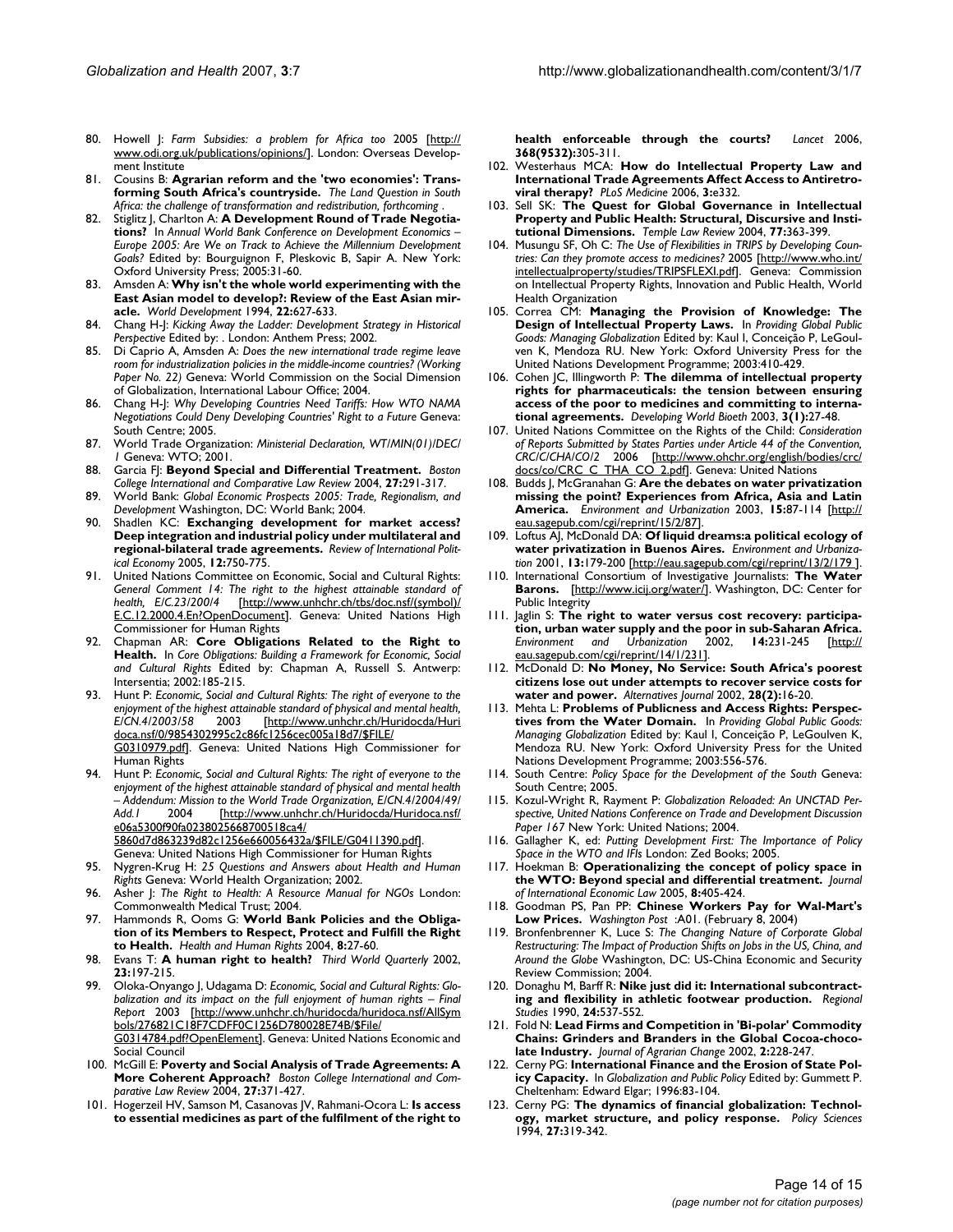80. Howell J: *Farm Subsidies: a problem for Africa too* 2005 [http://www.odi.org.uk/publications/opinions/]. London: Overseas Development Institute
81. Cousins B: **Agrarian reform and the 'two economies': Transforming South Africa's countryside.** *The Land Question in South Africa: the challenge of transformation and redistribution, forthcoming* .
82. Stiglitz J, Charlton A: **A Development Round of Trade Negotiations?** In *Annual World Bank Conference on Development Economics – Europe 2005: Are We on Track to Achieve the Millennium Development Goals?* Edited by: Bourguignon F, Pleskovic B, Sapir A. New York: Oxford University Press; 2005:31-60.
83. Amsden A: **Why isn't the whole world experimenting with the East Asian model to develop?: Review of the East Asian miracle.** *World Development* 1994, **22:**627-633.
84. Chang H-J: *Kicking Away the Ladder: Development Strategy in Historical Perspective* Edited by: . London: Anthem Press; 2002.
85. Di Caprio A, Amsden A: *Does the new international trade regime leave room for industrialization policies in the middle-income countries? (Working Paper No. 22)* Geneva: World Commission on the Social Dimension of Globalization, International Labour Office; 2004.
86. Chang H-J: *Why Developing Countries Need Tariffs: How WTO NAMA Negotiations Could Deny Developing Countries' Right to a Future* Geneva: South Centre; 2005.
87. World Trade Organization: *Ministerial Declaration, WT/MIN(01)/DEC/1* Geneva: WTO; 2001.
88. Garcia FJ: **Beyond Special and Differential Treatment.** *Boston College International and Comparative Law Review* 2004, **27:**291-317.
89. World Bank: *Global Economic Prospects 2005: Trade, Regionalism, and Development* Washington, DC: World Bank; 2004.
90. Shadlen KC: **Exchanging development for market access? Deep integration and industrial policy under multilateral and regional-bilateral trade agreements.** *Review of International Political Economy* 2005, **12:**750-775.
91. United Nations Committee on Economic, Social and Cultural Rights: *General Comment 14: The right to the highest attainable standard of health, E/C.23/200/4* [http://www.unhchr.ch/tbs/doc.nsf/(symbol)/E.C.12.2000.4.En?OpenDocument]. Geneva: United Nations High Commissioner for Human Rights
92. Chapman AR: **Core Obligations Related to the Right to Health.** In *Core Obligations: Building a Framework for Economic, Social and Cultural Rights* Edited by: Chapman A, Russell S. Antwerp: Intersentia; 2002:185-215.
93. Hunt P: *Economic, Social and Cultural Rights: The right of everyone to the enjoyment of the highest attainable standard of physical and mental health, E/CN.4/2003/58* 2003 [http://www.unhchr.ch/Huridocda/Huridoca.nsf/0/9854302995c2c86fc1256cec005a18d7/$FILE/G0310979.pdf]. Geneva: United Nations High Commissioner for Human Rights
94. Hunt P: *Economic, Social and Cultural Rights: The right of everyone to the enjoyment of the highest attainable standard of physical and mental health – Addendum: Mission to the World Trade Organization, E/CN.4/2004/49/Add.1* 2004 [http://www.unhchr.ch/Huridocda/Huridoca.nsf/e06a5300f90fa0238025668700518ca4/5860d7d863239d82c1256e660056432a/$FILE/G0411390.pdf]. Geneva: United Nations High Commissioner for Human Rights
95. Nygren-Krug H: *25 Questions and Answers about Health and Human Rights* Geneva: World Health Organization; 2002.
96. Asher J: *The Right to Health: A Resource Manual for NGOs* London: Commonwealth Medical Trust; 2004.
97. Hammonds R, Ooms G: **World Bank Policies and the Obligation of its Members to Respect, Protect and Fulfill the Right to Health.** *Health and Human Rights* 2004, **8:**27-60.
98. Evans T: **A human right to health?** *Third World Quarterly* 2002, **23:**197-215.
99. Oloka-Onyango J, Udagama D: *Economic, Social and Cultural Rights: Globalization and its impact on the full enjoyment of human rights – Final Report* 2003 [http://www.unhchr.ch/huridocda/huridoca.nsf/AllSymbols/276821C18F7CDFF0C1256D780028E74B/$File/G0314784.pdf?OpenElement]. Geneva: United Nations Economic and Social Council
100. McGill E: **Poverty and Social Analysis of Trade Agreements: A More Coherent Approach?** *Boston College International and Comparative Law Review* 2004, **27:**371-427.
101. Hogerzeil HV, Samson M, Casanovas JV, Rahmani-Ocora L: **Is access to essential medicines as part of the fulfilment of the right to health enforceable through the courts?** *Lancet* 2006, **368(9532):**305-311.
102. Westerhaus MCA: **How do Intellectual Property Law and International Trade Agreements Affect Access to Antiretroviral therapy?** *PLoS Medicine* 2006, **3:**e332.
103. Sell SK: **The Quest for Global Governance in Intellectual Property and Public Health: Structural, Discursive and Institutional Dimensions.** *Temple Law Review* 2004, **77:**363-399.
104. Musungu SF, Oh C: *The Use of Flexibilities in TRIPS by Developing Countries: Can they promote access to medicines?* 2005 [http://www.who.int/intellectualproperty/studies/TRIPSFLEXI.pdf]. Geneva: Commission on Intellectual Property Rights, Innovation and Public Health, World Health Organization
105. Correa CM: **Managing the Provision of Knowledge: The Design of Intellectual Property Laws.** In *Providing Global Public Goods: Managing Globalization* Edited by: Kaul I, Conceição P, LeGoulven K, Mendoza RU. New York: Oxford University Press for the United Nations Development Programme; 2003:410-429.
106. Cohen JC, Illingworth P: **The dilemma of intellectual property rights for pharmaceuticals: the tension between ensuring access of the poor to medicines and committing to international agreements.** *Developing World Bioeth* 2003, **3(1):**27-48.
107. United Nations Committee on the Rights of the Child: *Consideration of Reports Submitted by States Parties under Article 44 of the Convention, CRC/C/CHA/CO/2* 2006 [http://www.ohchr.org/english/bodies/crc/docs/co/CRC_C_THA_CO_2.pdf]. Geneva: United Nations
108. Budds J, McGranahan G: **Are the debates on water privatization missing the point? Experiences from Africa, Asia and Latin America.** *Environment and Urbanization* 2003, **15:**87-114 [http://eau.sagepub.com/cgi/reprint/15/2/87].
109. Loftus AJ, McDonald DA: **Of liquid dreams:a political ecology of water privatization in Buenos Aires.** *Environment and Urbanization* 2001, **13:**179-200 [http://eau.sagepub.com/cgi/reprint/13/2/179 ].
110. International Consortium of Investigative Journalists: **The Water Barons.** [http://www.icij.org/water/]. Washington, DC: Center for Public Integrity
111. Jaglin S: **The right to water versus cost recovery: participation, urban water supply and the poor in sub-Saharan Africa.** *Environment and Urbanization* 2002, **14:**231-245 [http://eau.sagepub.com/cgi/reprint/14/1/231].
112. McDonald D: **No Money, No Service: South Africa's poorest citizens lose out under attempts to recover service costs for water and power.** *Alternatives Journal* 2002, **28(2):**16-20.
113. Mehta L: **Problems of Publicness and Access Rights: Perspectives from the Water Domain.** In *Providing Global Public Goods: Managing Globalization* Edited by: Kaul I, Conceição P, LeGoulven K, Mendoza RU. New York: Oxford University Press for the United Nations Development Programme; 2003:556-576.
114. South Centre: *Policy Space for the Development of the South* Geneva: South Centre; 2005.
115. Kozul-Wright R, Rayment P: *Globalization Reloaded: An UNCTAD Perspective, United Nations Conference on Trade and Development Discussion Paper 167* New York: United Nations; 2004.
116. Gallagher K, ed: *Putting Development First: The Importance of Policy Space in the WTO and IFIs* London: Zed Books; 2005.
117. Hoekman B: **Operationalizing the concept of policy space in the WTO: Beyond special and differential treatment.** *Journal of International Economic Law* 2005, **8:**405-424.
118. Goodman PS, Pan PP: **Chinese Workers Pay for Wal-Mart's Low Prices.** *Washington Post* :A01. (February 8, 2004)
119. Bronfenbrenner K, Luce S: *The Changing Nature of Corporate Global Restructuring: The Impact of Production Shifts on Jobs in the US, China, and Around the Globe* Washington, DC: US-China Economic and Security Review Commission; 2004.
120. Donaghu M, Barff R: **Nike just did it: International subcontracting and flexibility in athletic footwear production.** *Regional Studies* 1990, **24:**537-552.
121. Fold N: **Lead Firms and Competition in 'Bi-polar' Commodity Chains: Grinders and Branders in the Global Cocoa-chocolate Industry.** *Journal of Agrarian Change* 2002, **2:**228-247.
122. Cerny PG: **International Finance and the Erosion of State Policy Capacity.** In *Globalization and Public Policy* Edited by: Gummett P. Cheltenham: Edward Elgar; 1996:83-104.
123. Cerny PG: **The dynamics of financial globalization: Technology, market structure, and policy response.** *Policy Sciences* 1994, **27:**319-342.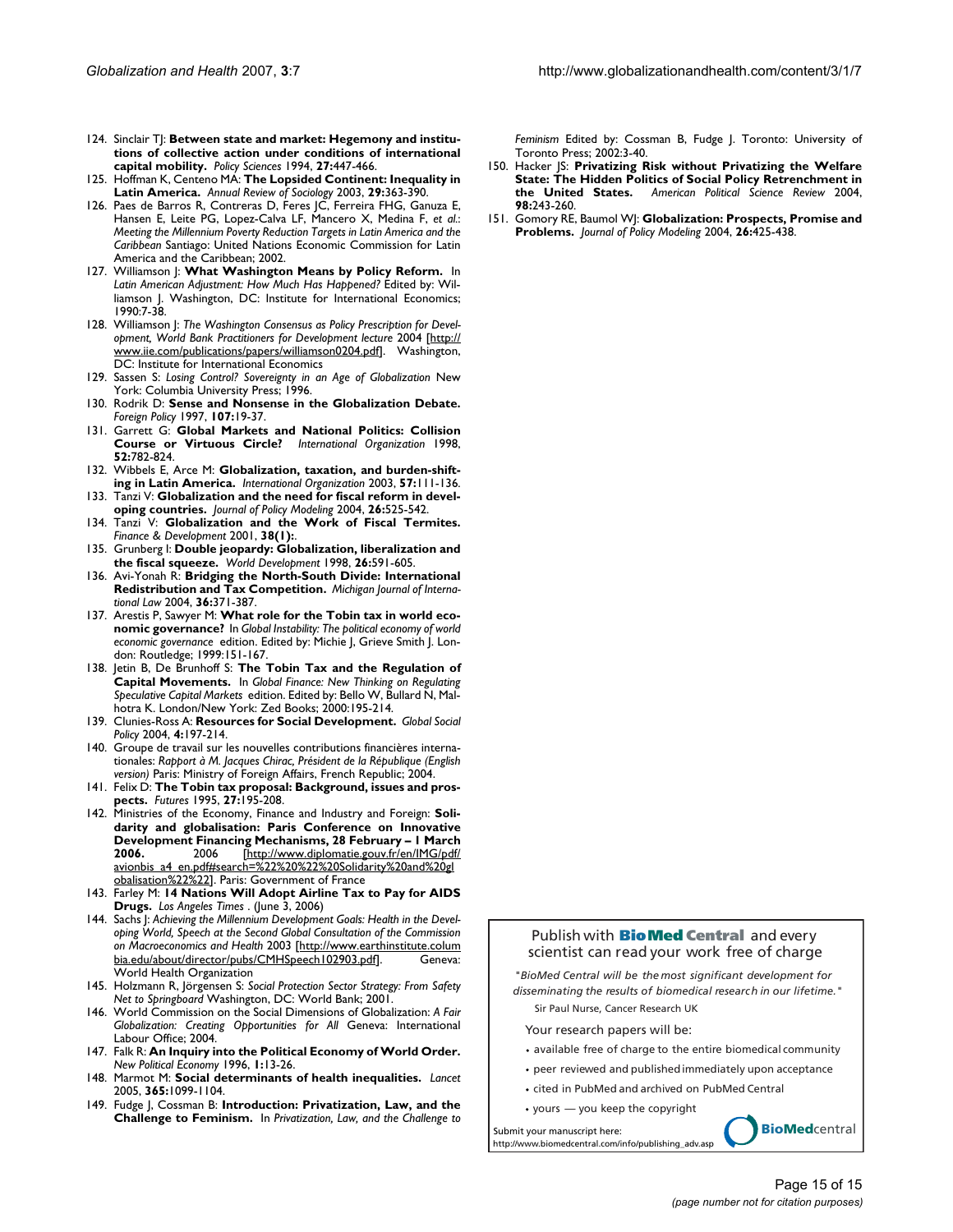124. Sinclair TJ: **Between state and market: Hegemony and institutions of collective action under conditions of international capital mobility.** *Policy Sciences* 1994, **27:**447-466.
125. Hoffman K, Centeno MA: **The Lopsided Continent: Inequality in Latin America.** *Annual Review of Sociology* 2003, **29:**363-390.
126. Paes de Barros R, Contreras D, Feres JC, Ferreira FHG, Ganuza E, Hansen E, Leite PG, Lopez-Calva LF, Mancero X, Medina F, *et al.*: *Meeting the Millennium Poverty Reduction Targets in Latin America and the Caribbean* Santiago: United Nations Economic Commission for Latin America and the Caribbean; 2002.
127. Williamson J: **What Washington Means by Policy Reform.** In *Latin American Adjustment: How Much Has Happened?* Edited by: Williamson J. Washington, DC: Institute for International Economics; 1990:7-38.
128. Williamson J: *The Washington Consensus as Policy Prescription for Development, World Bank Practitioners for Development lecture* 2004 [http://www.iie.com/publications/papers/williamson0204.pdf]. Washington, DC: Institute for International Economics
129. Sassen S: *Losing Control? Sovereignty in an Age of Globalization* New York: Columbia University Press; 1996.
130. Rodrik D: **Sense and Nonsense in the Globalization Debate.** *Foreign Policy* 1997, **107:**19-37.
131. Garrett G: **Global Markets and National Politics: Collision Course or Virtuous Circle?** *International Organization* 1998, **52:**782-824.
132. Wibbels E, Arce M: **Globalization, taxation, and burden-shifting in Latin America.** *International Organization* 2003, **57:**111-136.
133. Tanzi V: **Globalization and the need for fiscal reform in developing countries.** *Journal of Policy Modeling* 2004, **26:**525-542.
134. Tanzi V: **Globalization and the Work of Fiscal Termites.** *Finance & Development* 2001, **38(1):**.
135. Grunberg I: **Double jeopardy: Globalization, liberalization and the fiscal squeeze.** *World Development* 1998, **26:**591-605.
136. Avi-Yonah R: **Bridging the North-South Divide: International Redistribution and Tax Competition.** *Michigan Journal of International Law* 2004, **36:**371-387.
137. Arestis P, Sawyer M: **What role for the Tobin tax in world economic governance?** In *Global Instability: The political economy of world economic governance* edition. Edited by: Michie J, Grieve Smith J. London: Routledge; 1999:151-167.
138. Jetin B, De Brunhoff S: **The Tobin Tax and the Regulation of Capital Movements.** In *Global Finance: New Thinking on Regulating Speculative Capital Markets* edition. Edited by: Bello W, Bullard N, Malhotra K. London/New York: Zed Books; 2000:195-214.
139. Clunies-Ross A: **Resources for Social Development.** *Global Social Policy* 2004, **4:**197-214.
140. Groupe de travail sur les nouvelles contributions financières internationales: *Rapport à M. Jacques Chirac, Président de la République (English version)* Paris: Ministry of Foreign Affairs, French Republic; 2004.
141. Felix D: **The Tobin tax proposal: Background, issues and prospects.** *Futures* 1995, **27:**195-208.
142. Ministries of the Economy, Finance and Industry and Foreign: **Solidarity and globalisation: Paris Conference on Innovative Development Financing Mechanisms, 28 February – 1 March 2006.** 2006 [http://www.diplomatie.gouv.fr/en/IMG/pdf/avionbis_a4_en.pdf#search=%22%20%22%20Solidarity%20and%20globalisation%22%22]. Paris: Government of France
143. Farley M: **14 Nations Will Adopt Airline Tax to Pay for AIDS Drugs.** *Los Angeles Times* . (June 3, 2006)
144. Sachs J: *Achieving the Millennium Development Goals: Health in the Developing World, Speech at the Second Global Consultation of the Commission on Macroeconomics and Health* 2003 [http://www.earthinstitute.columbia.edu/about/director/pubs/CMHSpeech102903.pdf]. Geneva: World Health Organization
145. Holzmann R, Jörgensen S: *Social Protection Sector Strategy: From Safety Net to Springboard* Washington, DC: World Bank; 2001.
146. World Commission on the Social Dimensions of Globalization: *A Fair Globalization: Creating Opportunities for All* Geneva: International Labour Office; 2004.
147. Falk R: **An Inquiry into the Political Economy of World Order.** *New Political Economy* 1996, **1:**13-26.
148. Marmot M: **Social determinants of health inequalities.** *Lancet* 2005, **365:**1099-1104.
149. Fudge J, Cossman B: **Introduction: Privatization, Law, and the Challenge to Feminism.** In *Privatization, Law, and the Challenge to Feminism* Edited by: Cossman B, Fudge J. Toronto: University of Toronto Press; 2002:3-40.
150. Hacker JS: **Privatizing Risk without Privatizing the Welfare State: The Hidden Politics of Social Policy Retrenchment in the United States.** *American Political Science Review* 2004, **98:**243-260.
151. Gomory RE, Baumol WJ: **Globalization: Prospects, Promise and Problems.** *Journal of Policy Modeling* 2004, **26:**425-438.

Publish with **BioMed Central** and every scientist can read your work free of charge

*"BioMed Central will be the most significant development for disseminating the results of biomedical research in our lifetime."*
Sir Paul Nurse, Cancer Research UK

Your research papers will be:

- available free of charge to the entire biomedical community
- peer reviewed and published immediately upon acceptance
- cited in PubMed and archived on PubMed Central
- yours — you keep the copyright

Submit your manuscript here:
http://www.biomedcentral.com/info/publishing_adv.asp

BioMedcentral